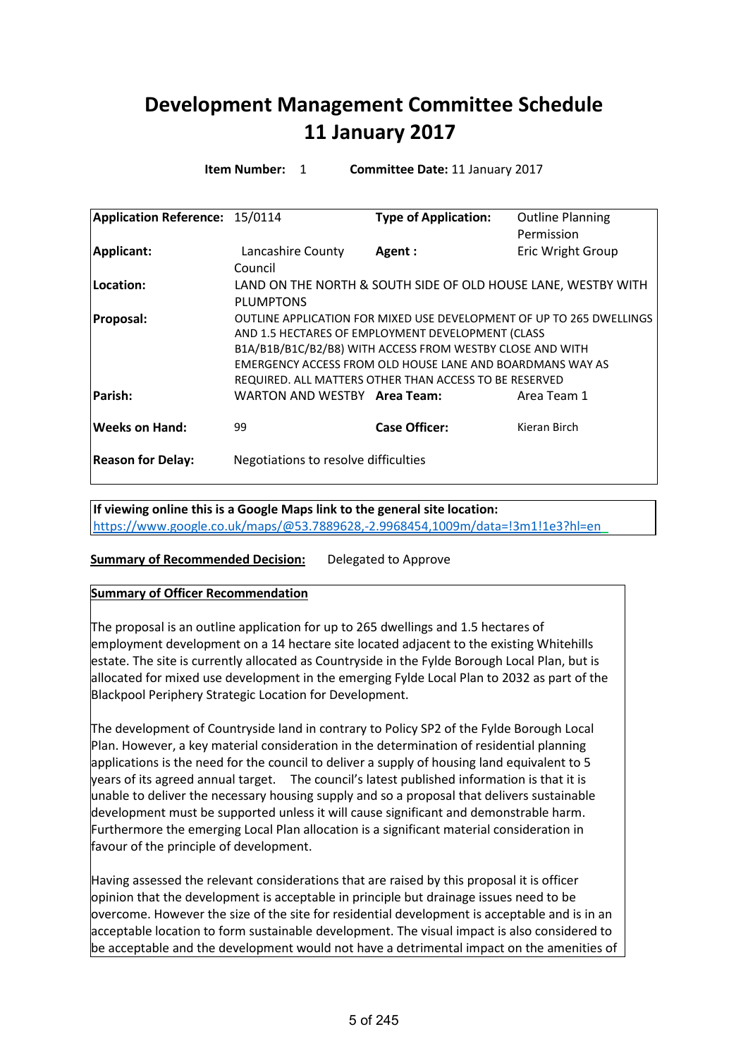# Development Management Committee Schedule
# 11 January 2017

**Item Number:** 1 **Committee Date:** 11 January 2017

| **Application Reference:** | 15/0114 | **Type of Application:** | Outline Planning Permission |
|---|---|---|---|
| **Applicant:** | Lancashire County Council | **Agent :** | Eric Wright Group |
| **Location:** | LAND ON THE NORTH & SOUTH SIDE OF OLD HOUSE LANE, WESTBY WITH PLUMPTONS | | |
| **Proposal:** | OUTLINE APPLICATION FOR MIXED USE DEVELOPMENT OF UP TO 265 DWELLINGS AND 1.5 HECTARES OF EMPLOYMENT DEVELOPMENT (CLASS B1A/B1B/B1C/B2/B8) WITH ACCESS FROM WESTBY CLOSE AND WITH EMERGENCY ACCESS FROM OLD HOUSE LANE AND BOARDMANS WAY AS REQUIRED. ALL MATTERS OTHER THAN ACCESS TO BE RESERVED | | |
| **Parish:** | WARTON AND WESTBY | **Area Team:** | Area Team 1 |
| **Weeks on Hand:** | 99 | **Case Officer:** | Kieran Birch |
| **Reason for Delay:** | Negotiations to resolve difficulties | | |

**If viewing online this is a Google Maps link to the general site location:**
https://www.google.co.uk/maps/@53.7889628,-2.9968454,1009m/data=!3m1!1e3?hl=en

**Summary of Recommended Decision:** Delegated to Approve

**Summary of Officer Recommendation**

The proposal is an outline application for up to 265 dwellings and 1.5 hectares of employment development on a 14 hectare site located adjacent to the existing Whitehills estate. The site is currently allocated as Countryside in the Fylde Borough Local Plan, but is allocated for mixed use development in the emerging Fylde Local Plan to 2032 as part of the Blackpool Periphery Strategic Location for Development.

The development of Countryside land in contrary to Policy SP2 of the Fylde Borough Local Plan. However, a key material consideration in the determination of residential planning applications is the need for the council to deliver a supply of housing land equivalent to 5 years of its agreed annual target. The council's latest published information is that it is unable to deliver the necessary housing supply and so a proposal that delivers sustainable development must be supported unless it will cause significant and demonstrable harm. Furthermore the emerging Local Plan allocation is a significant material consideration in favour of the principle of development.

Having assessed the relevant considerations that are raised by this proposal it is officer opinion that the development is acceptable in principle but drainage issues need to be overcome. However the size of the site for residential development is acceptable and is in an acceptable location to form sustainable development. The visual impact is also considered to be acceptable and the development would not have a detrimental impact on the amenities of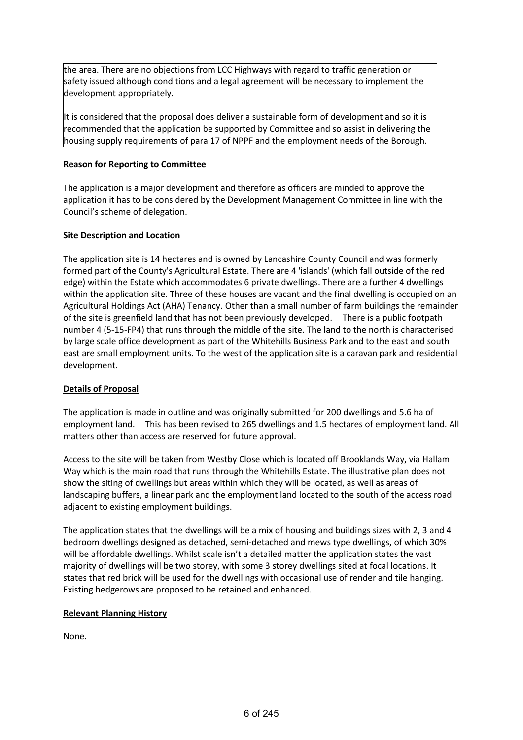the area. There are no objections from LCC Highways with regard to traffic generation or safety issued although conditions and a legal agreement will be necessary to implement the development appropriately.

It is considered that the proposal does deliver a sustainable form of development and so it is recommended that the application be supported by Committee and so assist in delivering the housing supply requirements of para 17 of NPPF and the employment needs of the Borough.

**Reason for Reporting to Committee**

The application is a major development and therefore as officers are minded to approve the application it has to be considered by the Development Management Committee in line with the Council's scheme of delegation.

**Site Description and Location**

The application site is 14 hectares and is owned by Lancashire County Council and was formerly formed part of the County's Agricultural Estate. There are 4 'islands' (which fall outside of the red edge) within the Estate which accommodates 6 private dwellings. There are a further 4 dwellings within the application site. Three of these houses are vacant and the final dwelling is occupied on an Agricultural Holdings Act (AHA) Tenancy. Other than a small number of farm buildings the remainder of the site is greenfield land that has not been previously developed. There is a public footpath number 4 (5-15-FP4) that runs through the middle of the site. The land to the north is characterised by large scale office development as part of the Whitehills Business Park and to the east and south east are small employment units. To the west of the application site is a caravan park and residential development.

**Details of Proposal**

The application is made in outline and was originally submitted for 200 dwellings and 5.6 ha of employment land. This has been revised to 265 dwellings and 1.5 hectares of employment land. All matters other than access are reserved for future approval.

Access to the site will be taken from Westby Close which is located off Brooklands Way, via Hallam Way which is the main road that runs through the Whitehills Estate. The illustrative plan does not show the siting of dwellings but areas within which they will be located, as well as areas of landscaping buffers, a linear park and the employment land located to the south of the access road adjacent to existing employment buildings.

The application states that the dwellings will be a mix of housing and buildings sizes with 2, 3 and 4 bedroom dwellings designed as detached, semi-detached and mews type dwellings, of which 30% will be affordable dwellings. Whilst scale isn't a detailed matter the application states the vast majority of dwellings will be two storey, with some 3 storey dwellings sited at focal locations. It states that red brick will be used for the dwellings with occasional use of render and tile hanging. Existing hedgerows are proposed to be retained and enhanced.

**Relevant Planning History**

None.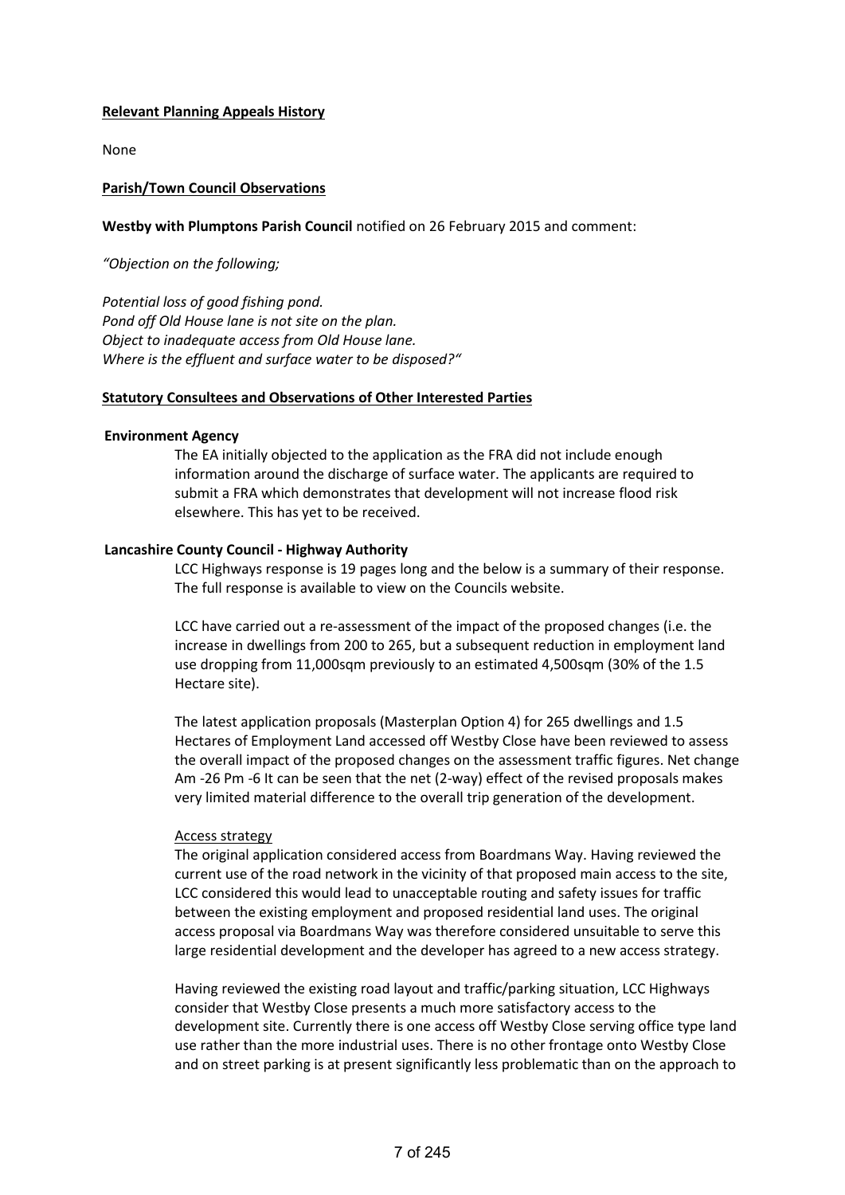**Relevant Planning Appeals History**

None

**Parish/Town Council Observations**

**Westby with Plumptons Parish Council** notified on 26 February 2015 and comment:

*"Objection on the following;*

*Potential loss of good fishing pond.*
*Pond off Old House lane is not site on the plan.*
*Object to inadequate access from Old House lane.*
*Where is the effluent and surface water to be disposed?"*

**Statutory Consultees and Observations of Other Interested Parties**

**Environment Agency**

The EA initially objected to the application as the FRA did not include enough information around the discharge of surface water. The applicants are required to submit a FRA which demonstrates that development will not increase flood risk elsewhere. This has yet to be received.

**Lancashire County Council - Highway Authority**

LCC Highways response is 19 pages long and the below is a summary of their response. The full response is available to view on the Councils website.

LCC have carried out a re-assessment of the impact of the proposed changes (i.e. the increase in dwellings from 200 to 265, but a subsequent reduction in employment land use dropping from 11,000sqm previously to an estimated 4,500sqm (30% of the 1.5 Hectare site).

The latest application proposals (Masterplan Option 4) for 265 dwellings and 1.5 Hectares of Employment Land accessed off Westby Close have been reviewed to assess the overall impact of the proposed changes on the assessment traffic figures. Net change Am -26 Pm -6 It can be seen that the net (2-way) effect of the revised proposals makes very limited material difference to the overall trip generation of the development.

Access strategy

The original application considered access from Boardmans Way. Having reviewed the current use of the road network in the vicinity of that proposed main access to the site, LCC considered this would lead to unacceptable routing and safety issues for traffic between the existing employment and proposed residential land uses. The original access proposal via Boardmans Way was therefore considered unsuitable to serve this large residential development and the developer has agreed to a new access strategy.

Having reviewed the existing road layout and traffic/parking situation, LCC Highways consider that Westby Close presents a much more satisfactory access to the development site. Currently there is one access off Westby Close serving office type land use rather than the more industrial uses. There is no other frontage onto Westby Close and on street parking is at present significantly less problematic than on the approach to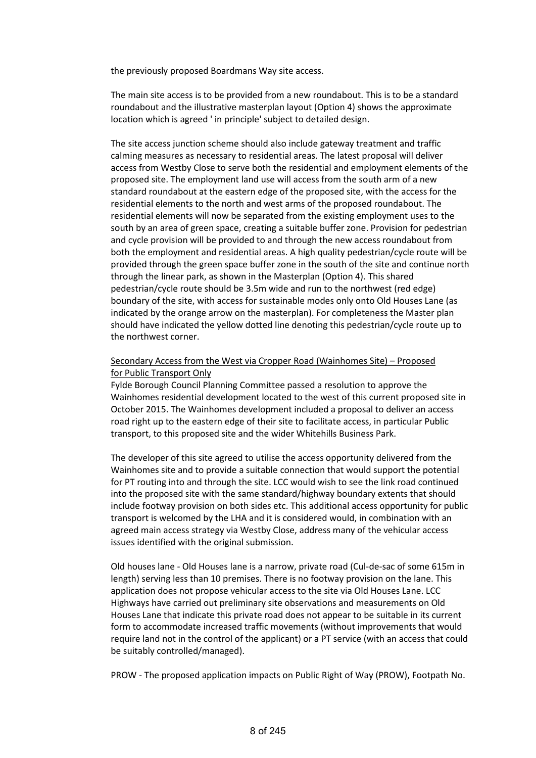the previously proposed Boardmans Way site access.

The main site access is to be provided from a new roundabout. This is to be a standard roundabout and the illustrative masterplan layout (Option 4) shows the approximate location which is agreed ' in principle' subject to detailed design.

The site access junction scheme should also include gateway treatment and traffic calming measures as necessary to residential areas. The latest proposal will deliver access from Westby Close to serve both the residential and employment elements of the proposed site. The employment land use will access from the south arm of a new standard roundabout at the eastern edge of the proposed site, with the access for the residential elements to the north and west arms of the proposed roundabout. The residential elements will now be separated from the existing employment uses to the south by an area of green space, creating a suitable buffer zone. Provision for pedestrian and cycle provision will be provided to and through the new access roundabout from both the employment and residential areas. A high quality pedestrian/cycle route will be provided through the green space buffer zone in the south of the site and continue north through the linear park, as shown in the Masterplan (Option 4). This shared pedestrian/cycle route should be 3.5m wide and run to the northwest (red edge) boundary of the site, with access for sustainable modes only onto Old Houses Lane (as indicated by the orange arrow on the masterplan). For completeness the Master plan should have indicated the yellow dotted line denoting this pedestrian/cycle route up to the northwest corner.

<u>Secondary Access from the West via Cropper Road (Wainhomes Site) – Proposed for Public Transport Only</u>

Fylde Borough Council Planning Committee passed a resolution to approve the Wainhomes residential development located to the west of this current proposed site in October 2015. The Wainhomes development included a proposal to deliver an access road right up to the eastern edge of their site to facilitate access, in particular Public transport, to this proposed site and the wider Whitehills Business Park.

The developer of this site agreed to utilise the access opportunity delivered from the Wainhomes site and to provide a suitable connection that would support the potential for PT routing into and through the site. LCC would wish to see the link road continued into the proposed site with the same standard/highway boundary extents that should include footway provision on both sides etc. This additional access opportunity for public transport is welcomed by the LHA and it is considered would, in combination with an agreed main access strategy via Westby Close, address many of the vehicular access issues identified with the original submission.

Old houses lane - Old Houses lane is a narrow, private road (Cul-de-sac of some 615m in length) serving less than 10 premises. There is no footway provision on the lane. This application does not propose vehicular access to the site via Old Houses Lane. LCC Highways have carried out preliminary site observations and measurements on Old Houses Lane that indicate this private road does not appear to be suitable in its current form to accommodate increased traffic movements (without improvements that would require land not in the control of the applicant) or a PT service (with an access that could be suitably controlled/managed).

PROW - The proposed application impacts on Public Right of Way (PROW), Footpath No.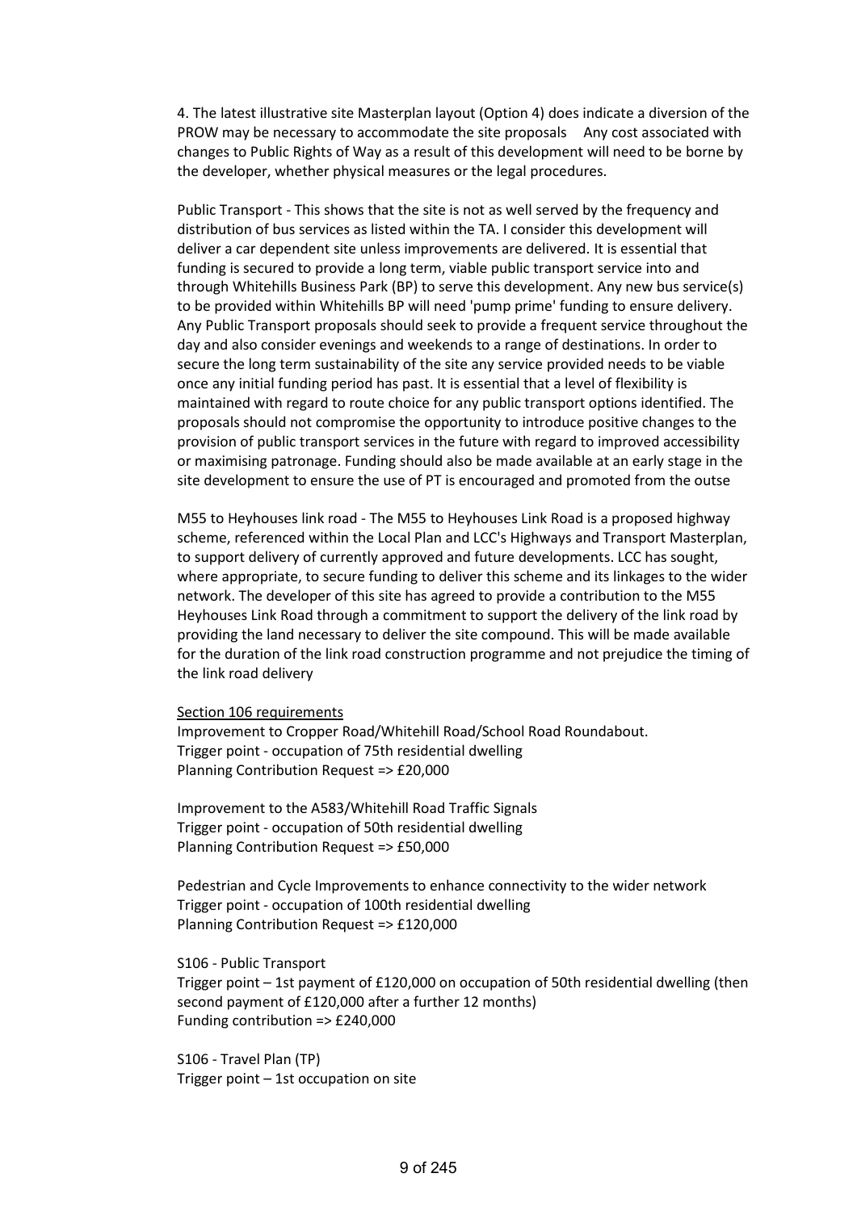4. The latest illustrative site Masterplan layout (Option 4) does indicate a diversion of the PROW may be necessary to accommodate the site proposals Any cost associated with changes to Public Rights of Way as a result of this development will need to be borne by the developer, whether physical measures or the legal procedures.

Public Transport - This shows that the site is not as well served by the frequency and distribution of bus services as listed within the TA. I consider this development will deliver a car dependent site unless improvements are delivered. It is essential that funding is secured to provide a long term, viable public transport service into and through Whitehills Business Park (BP) to serve this development. Any new bus service(s) to be provided within Whitehills BP will need 'pump prime' funding to ensure delivery. Any Public Transport proposals should seek to provide a frequent service throughout the day and also consider evenings and weekends to a range of destinations. In order to secure the long term sustainability of the site any service provided needs to be viable once any initial funding period has past. It is essential that a level of flexibility is maintained with regard to route choice for any public transport options identified. The proposals should not compromise the opportunity to introduce positive changes to the provision of public transport services in the future with regard to improved accessibility or maximising patronage. Funding should also be made available at an early stage in the site development to ensure the use of PT is encouraged and promoted from the outse

M55 to Heyhouses link road - The M55 to Heyhouses Link Road is a proposed highway scheme, referenced within the Local Plan and LCC's Highways and Transport Masterplan, to support delivery of currently approved and future developments. LCC has sought, where appropriate, to secure funding to deliver this scheme and its linkages to the wider network. The developer of this site has agreed to provide a contribution to the M55 Heyhouses Link Road through a commitment to support the delivery of the link road by providing the land necessary to deliver the site compound. This will be made available for the duration of the link road construction programme and not prejudice the timing of the link road delivery

<u>Section 106 requirements</u>

Improvement to Cropper Road/Whitehill Road/School Road Roundabout.
Trigger point - occupation of 75th residential dwelling
Planning Contribution Request => £20,000

Improvement to the A583/Whitehill Road Traffic Signals
Trigger point - occupation of 50th residential dwelling
Planning Contribution Request => £50,000

Pedestrian and Cycle Improvements to enhance connectivity to the wider network
Trigger point - occupation of 100th residential dwelling
Planning Contribution Request => £120,000

S106 - Public Transport
Trigger point – 1st payment of £120,000 on occupation of 50th residential dwelling (then second payment of £120,000 after a further 12 months)
Funding contribution => £240,000

S106 - Travel Plan (TP)
Trigger point – 1st occupation on site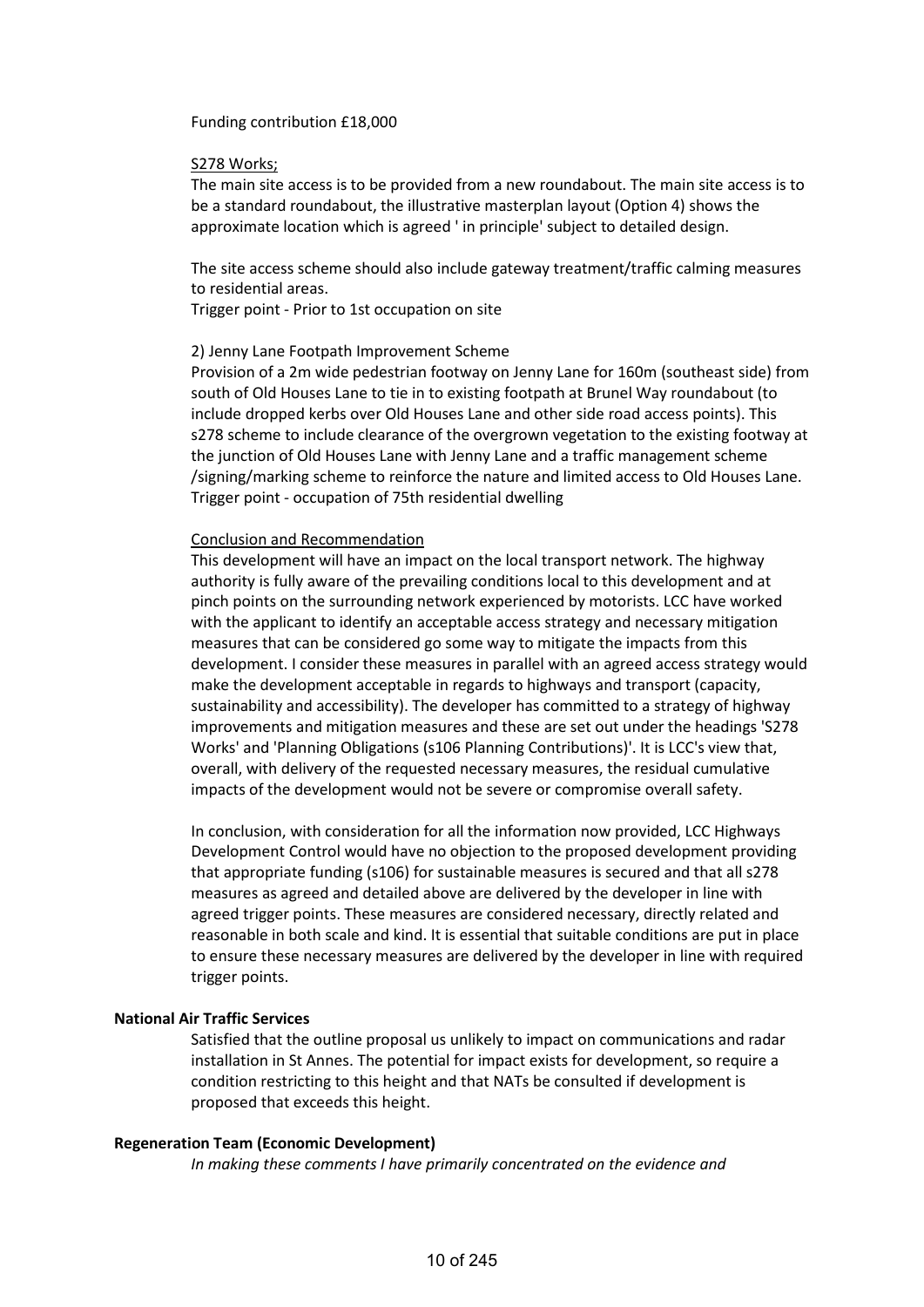Funding contribution £18,000

S278 Works;

The main site access is to be provided from a new roundabout. The main site access is to be a standard roundabout, the illustrative masterplan layout (Option 4) shows the approximate location which is agreed ' in principle' subject to detailed design.

The site access scheme should also include gateway treatment/traffic calming measures to residential areas.
Trigger point - Prior to 1st occupation on site

2) Jenny Lane Footpath Improvement Scheme
Provision of a 2m wide pedestrian footway on Jenny Lane for 160m (southeast side) from south of Old Houses Lane to tie in to existing footpath at Brunel Way roundabout (to include dropped kerbs over Old Houses Lane and other side road access points). This s278 scheme to include clearance of the overgrown vegetation to the existing footway at the junction of Old Houses Lane with Jenny Lane and a traffic management scheme /signing/marking scheme to reinforce the nature and limited access to Old Houses Lane.
Trigger point - occupation of 75th residential dwelling

Conclusion and Recommendation

This development will have an impact on the local transport network. The highway authority is fully aware of the prevailing conditions local to this development and at pinch points on the surrounding network experienced by motorists. LCC have worked with the applicant to identify an acceptable access strategy and necessary mitigation measures that can be considered go some way to mitigate the impacts from this development. I consider these measures in parallel with an agreed access strategy would make the development acceptable in regards to highways and transport (capacity, sustainability and accessibility). The developer has committed to a strategy of highway improvements and mitigation measures and these are set out under the headings 'S278 Works' and 'Planning Obligations (s106 Planning Contributions)'. It is LCC's view that, overall, with delivery of the requested necessary measures, the residual cumulative impacts of the development would not be severe or compromise overall safety.

In conclusion, with consideration for all the information now provided, LCC Highways Development Control would have no objection to the proposed development providing that appropriate funding (s106) for sustainable measures is secured and that all s278 measures as agreed and detailed above are delivered by the developer in line with agreed trigger points. These measures are considered necessary, directly related and reasonable in both scale and kind. It is essential that suitable conditions are put in place to ensure these necessary measures are delivered by the developer in line with required trigger points.

**National Air Traffic Services**

Satisfied that the outline proposal us unlikely to impact on communications and radar installation in St Annes. The potential for impact exists for development, so require a condition restricting to this height and that NATs be consulted if development is proposed that exceeds this height.

**Regeneration Team (Economic Development)**

*In making these comments I have primarily concentrated on the evidence and*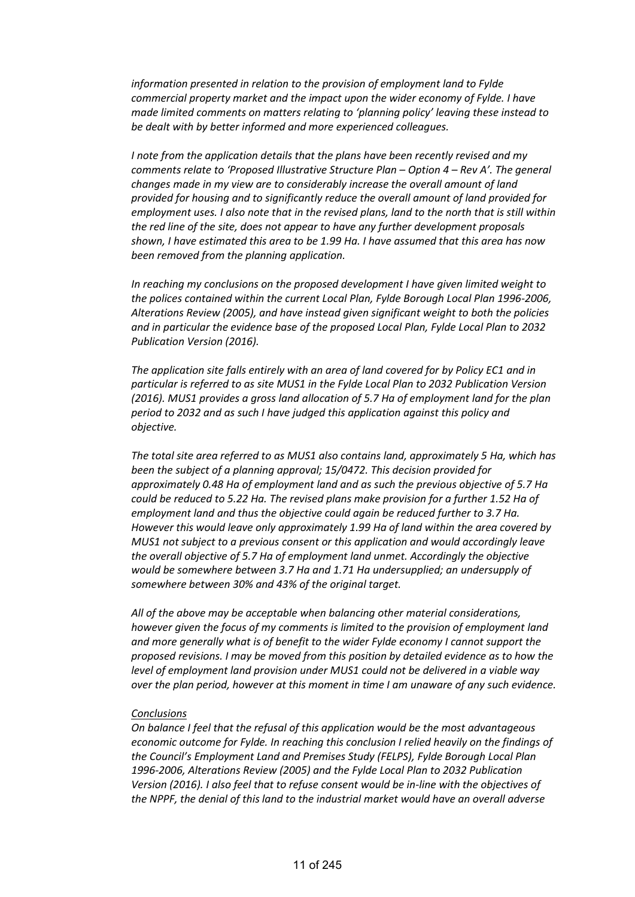*information presented in relation to the provision of employment land to Fylde commercial property market and the impact upon the wider economy of Fylde. I have made limited comments on matters relating to 'planning policy' leaving these instead to be dealt with by better informed and more experienced colleagues.*

*I note from the application details that the plans have been recently revised and my comments relate to 'Proposed Illustrative Structure Plan – Option 4 – Rev A'. The general changes made in my view are to considerably increase the overall amount of land provided for housing and to significantly reduce the overall amount of land provided for employment uses. I also note that in the revised plans, land to the north that is still within the red line of the site, does not appear to have any further development proposals shown, I have estimated this area to be 1.99 Ha. I have assumed that this area has now been removed from the planning application.*

*In reaching my conclusions on the proposed development I have given limited weight to the polices contained within the current Local Plan, Fylde Borough Local Plan 1996-2006, Alterations Review (2005), and have instead given significant weight to both the policies and in particular the evidence base of the proposed Local Plan, Fylde Local Plan to 2032 Publication Version (2016).*

*The application site falls entirely with an area of land covered for by Policy EC1 and in particular is referred to as site MUS1 in the Fylde Local Plan to 2032 Publication Version (2016). MUS1 provides a gross land allocation of 5.7 Ha of employment land for the plan period to 2032 and as such I have judged this application against this policy and objective.*

*The total site area referred to as MUS1 also contains land, approximately 5 Ha, which has been the subject of a planning approval; 15/0472. This decision provided for approximately 0.48 Ha of employment land and as such the previous objective of 5.7 Ha could be reduced to 5.22 Ha. The revised plans make provision for a further 1.52 Ha of employment land and thus the objective could again be reduced further to 3.7 Ha. However this would leave only approximately 1.99 Ha of land within the area covered by MUS1 not subject to a previous consent or this application and would accordingly leave the overall objective of 5.7 Ha of employment land unmet. Accordingly the objective would be somewhere between 3.7 Ha and 1.71 Ha undersupplied; an undersupply of somewhere between 30% and 43% of the original target.*

*All of the above may be acceptable when balancing other material considerations, however given the focus of my comments is limited to the provision of employment land and more generally what is of benefit to the wider Fylde economy I cannot support the proposed revisions. I may be moved from this position by detailed evidence as to how the level of employment land provision under MUS1 could not be delivered in a viable way over the plan period, however at this moment in time I am unaware of any such evidence.*

*Conclusions*

*On balance I feel that the refusal of this application would be the most advantageous economic outcome for Fylde. In reaching this conclusion I relied heavily on the findings of the Council's Employment Land and Premises Study (FELPS), Fylde Borough Local Plan 1996-2006, Alterations Review (2005) and the Fylde Local Plan to 2032 Publication Version (2016). I also feel that to refuse consent would be in-line with the objectives of the NPPF, the denial of this land to the industrial market would have an overall adverse*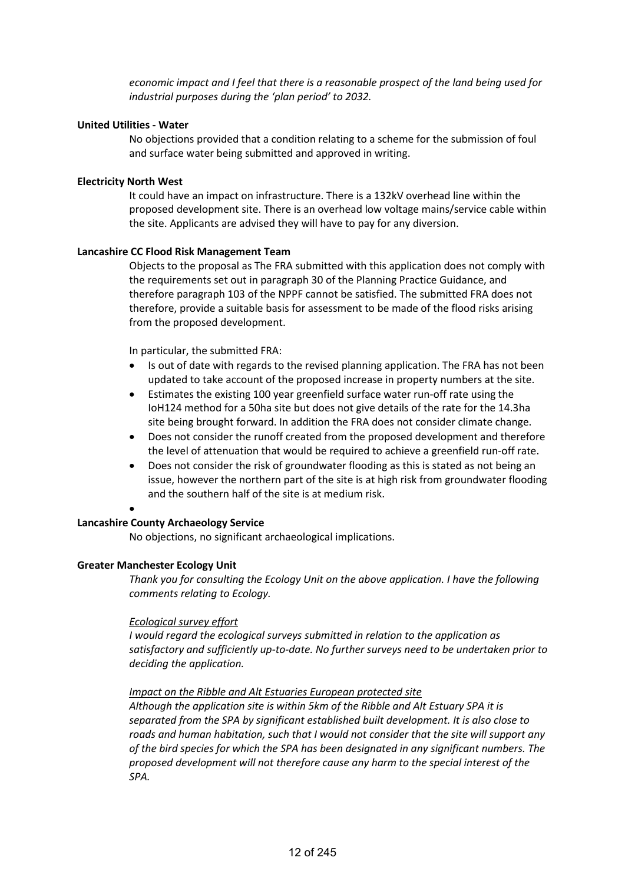*economic impact and I feel that there is a reasonable prospect of the land being used for industrial purposes during the 'plan period' to 2032.*

**United Utilities - Water**

No objections provided that a condition relating to a scheme for the submission of foul and surface water being submitted and approved in writing.

**Electricity North West**

It could have an impact on infrastructure. There is a 132kV overhead line within the proposed development site. There is an overhead low voltage mains/service cable within the site. Applicants are advised they will have to pay for any diversion.

**Lancashire CC Flood Risk Management Team**

Objects to the proposal as The FRA submitted with this application does not comply with the requirements set out in paragraph 30 of the Planning Practice Guidance, and therefore paragraph 103 of the NPPF cannot be satisfied. The submitted FRA does not therefore, provide a suitable basis for assessment to be made of the flood risks arising from the proposed development.

In particular, the submitted FRA:

- Is out of date with regards to the revised planning application. The FRA has not been updated to take account of the proposed increase in property numbers at the site.
- Estimates the existing 100 year greenfield surface water run-off rate using the IoH124 method for a 50ha site but does not give details of the rate for the 14.3ha site being brought forward. In addition the FRA does not consider climate change.
- Does not consider the runoff created from the proposed development and therefore the level of attenuation that would be required to achieve a greenfield run-off rate.
- Does not consider the risk of groundwater flooding as this is stated as not being an issue, however the northern part of the site is at high risk from groundwater flooding and the southern half of the site is at medium risk.
-

**Lancashire County Archaeology Service**

No objections, no significant archaeological implications.

**Greater Manchester Ecology Unit**

*Thank you for consulting the Ecology Unit on the above application. I have the following comments relating to Ecology.*

*Ecological survey effort*

*I would regard the ecological surveys submitted in relation to the application as satisfactory and sufficiently up-to-date. No further surveys need to be undertaken prior to deciding the application.*

*Impact on the Ribble and Alt Estuaries European protected site*

*Although the application site is within 5km of the Ribble and Alt Estuary SPA it is separated from the SPA by significant established built development. It is also close to roads and human habitation, such that I would not consider that the site will support any of the bird species for which the SPA has been designated in any significant numbers. The proposed development will not therefore cause any harm to the special interest of the SPA.*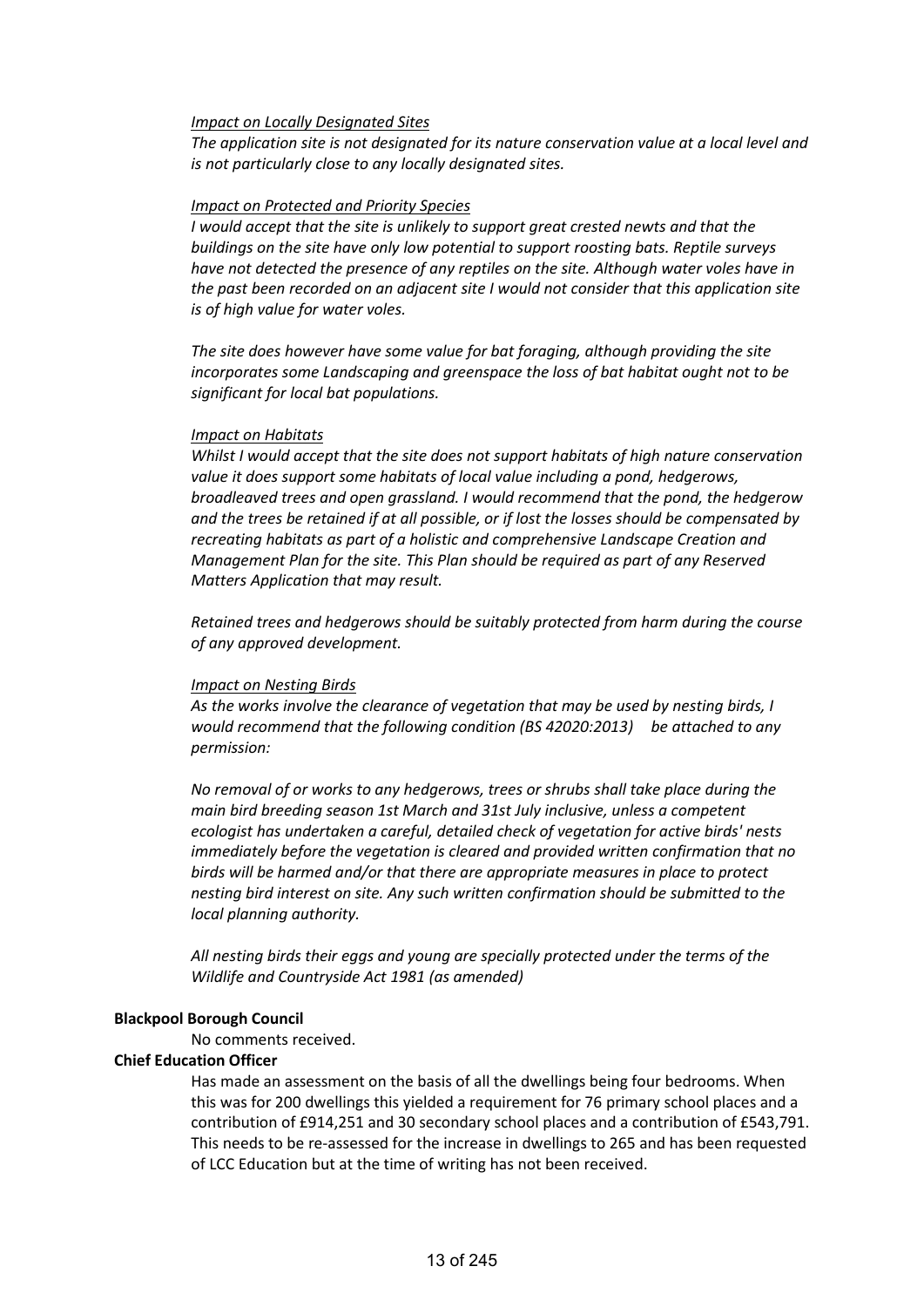*Impact on Locally Designated Sites*

*The application site is not designated for its nature conservation value at a local level and is not particularly close to any locally designated sites.*

*Impact on Protected and Priority Species*

*I would accept that the site is unlikely to support great crested newts and that the buildings on the site have only low potential to support roosting bats. Reptile surveys have not detected the presence of any reptiles on the site. Although water voles have in the past been recorded on an adjacent site I would not consider that this application site is of high value for water voles.*

*The site does however have some value for bat foraging, although providing the site incorporates some Landscaping and greenspace the loss of bat habitat ought not to be significant for local bat populations.*

*Impact on Habitats*

*Whilst I would accept that the site does not support habitats of high nature conservation value it does support some habitats of local value including a pond, hedgerows, broadleaved trees and open grassland. I would recommend that the pond, the hedgerow and the trees be retained if at all possible, or if lost the losses should be compensated by recreating habitats as part of a holistic and comprehensive Landscape Creation and Management Plan for the site. This Plan should be required as part of any Reserved Matters Application that may result.*

*Retained trees and hedgerows should be suitably protected from harm during the course of any approved development.*

*Impact on Nesting Birds*

*As the works involve the clearance of vegetation that may be used by nesting birds, I would recommend that the following condition (BS 42020:2013) be attached to any permission:*

*No removal of or works to any hedgerows, trees or shrubs shall take place during the main bird breeding season 1st March and 31st July inclusive, unless a competent ecologist has undertaken a careful, detailed check of vegetation for active birds' nests immediately before the vegetation is cleared and provided written confirmation that no birds will be harmed and/or that there are appropriate measures in place to protect nesting bird interest on site. Any such written confirmation should be submitted to the local planning authority.*

*All nesting birds their eggs and young are specially protected under the terms of the Wildlife and Countryside Act 1981 (as amended)*

**Blackpool Borough Council**

No comments received.

**Chief Education Officer**

Has made an assessment on the basis of all the dwellings being four bedrooms. When this was for 200 dwellings this yielded a requirement for 76 primary school places and a contribution of £914,251 and 30 secondary school places and a contribution of £543,791. This needs to be re-assessed for the increase in dwellings to 265 and has been requested of LCC Education but at the time of writing has not been received.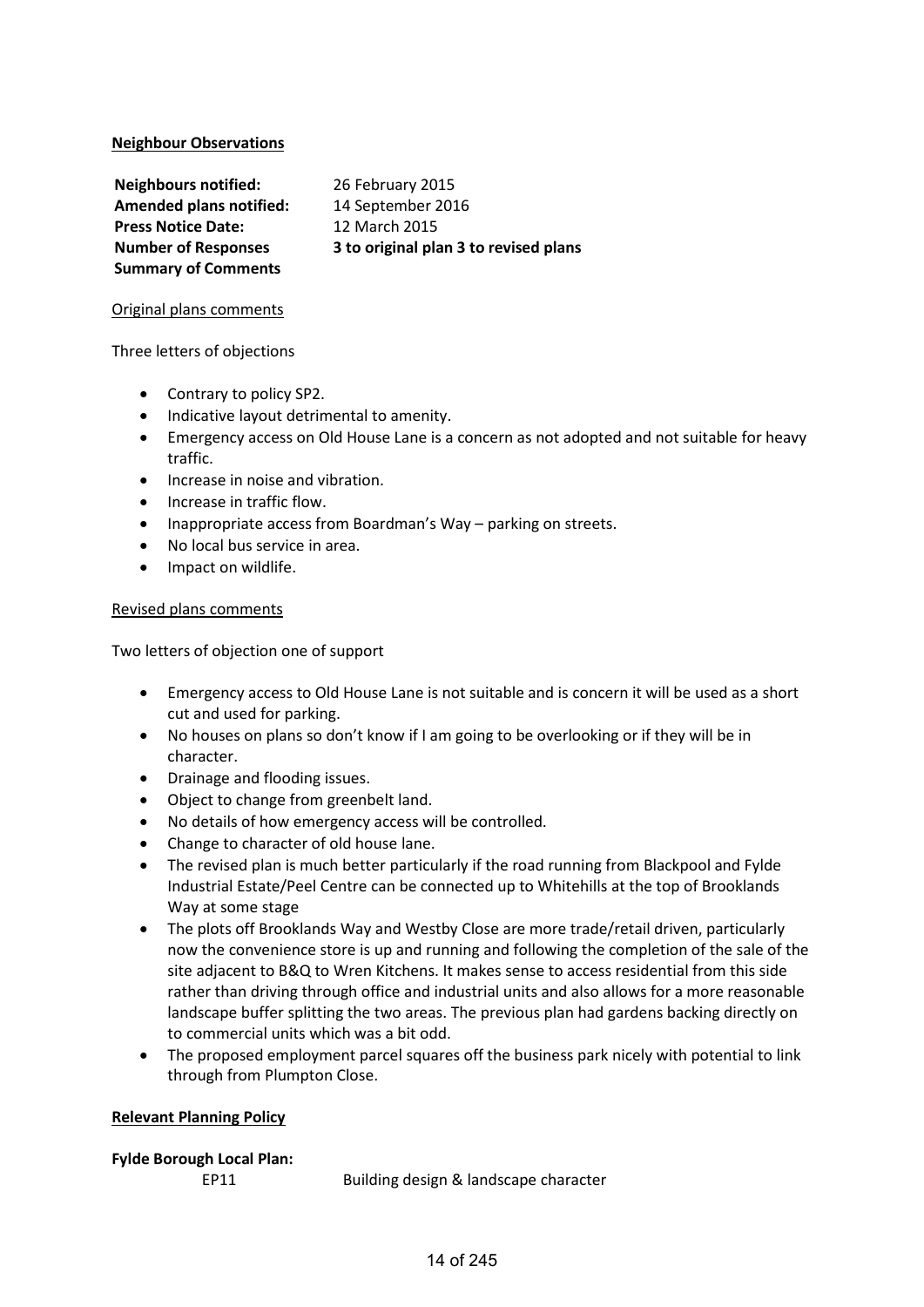**Neighbour Observations**

**Neighbours notified:** 26 February 2015
**Amended plans notified:** 14 September 2016
**Press Notice Date:** 12 March 2015
**Number of Responses** **3 to original plan 3 to revised plans**
**Summary of Comments**

Original plans comments

Three letters of objections

- Contrary to policy SP2.
- Indicative layout detrimental to amenity.
- Emergency access on Old House Lane is a concern as not adopted and not suitable for heavy traffic.
- Increase in noise and vibration.
- Increase in traffic flow.
- Inappropriate access from Boardman's Way – parking on streets.
- No local bus service in area.
- Impact on wildlife.

Revised plans comments

Two letters of objection one of support

- Emergency access to Old House Lane is not suitable and is concern it will be used as a short cut and used for parking.
- No houses on plans so don't know if I am going to be overlooking or if they will be in character.
- Drainage and flooding issues.
- Object to change from greenbelt land.
- No details of how emergency access will be controlled.
- Change to character of old house lane.
- The revised plan is much better particularly if the road running from Blackpool and Fylde Industrial Estate/Peel Centre can be connected up to Whitehills at the top of Brooklands Way at some stage
- The plots off Brooklands Way and Westby Close are more trade/retail driven, particularly now the convenience store is up and running and following the completion of the sale of the site adjacent to B&Q to Wren Kitchens. It makes sense to access residential from this side rather than driving through office and industrial units and also allows for a more reasonable landscape buffer splitting the two areas. The previous plan had gardens backing directly on to commercial units which was a bit odd.
- The proposed employment parcel squares off the business park nicely with potential to link through from Plumpton Close.

**Relevant Planning Policy**

**Fylde Borough Local Plan:**

| | |
|---|---|
| EP11 | Building design & landscape character |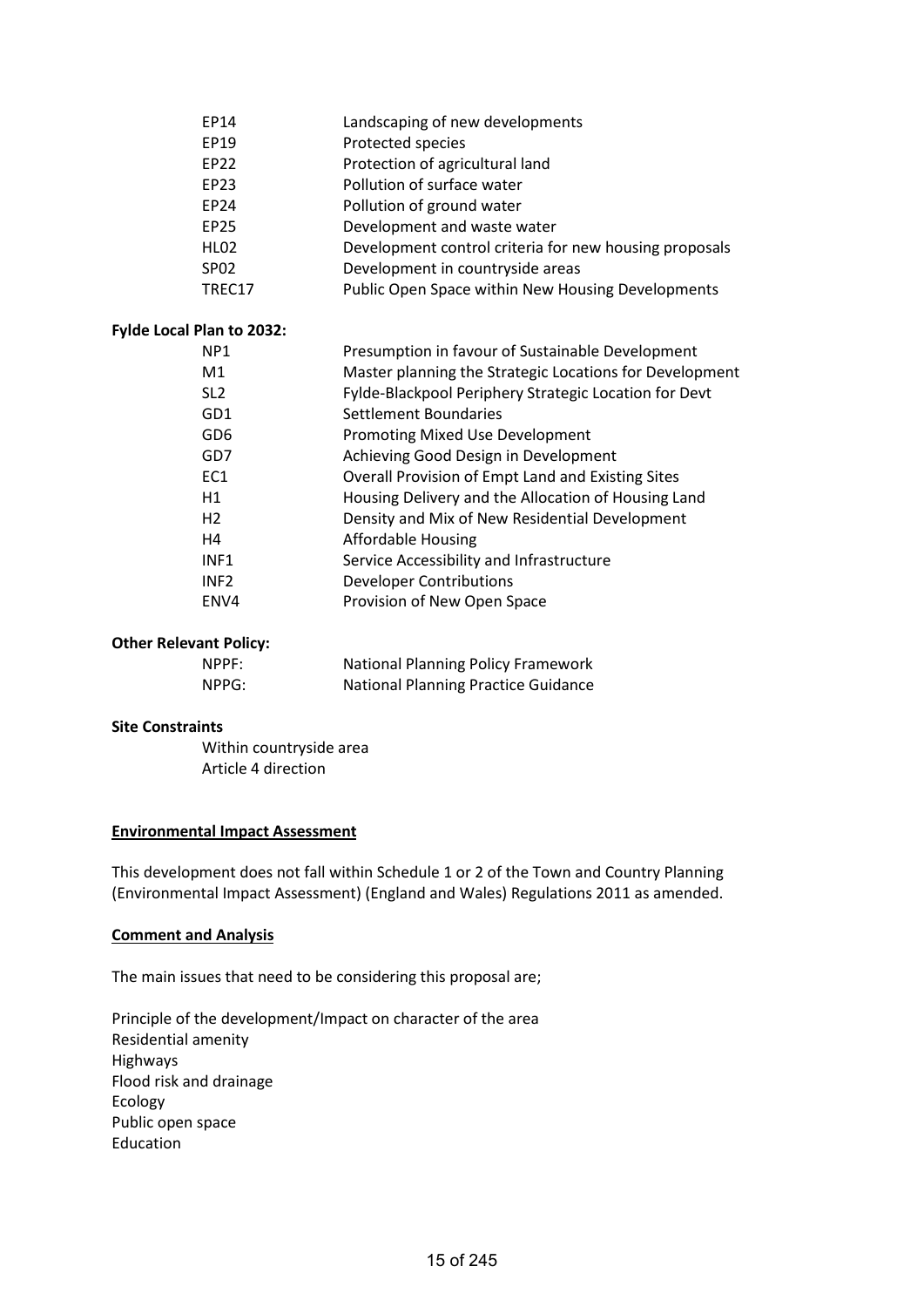| | |
|---|---|
| EP14 | Landscaping of new developments |
| EP19 | Protected species |
| EP22 | Protection of agricultural land |
| EP23 | Pollution of surface water |
| EP24 | Pollution of ground water |
| EP25 | Development and waste water |
| HL02 | Development control criteria for new housing proposals |
| SP02 | Development in countryside areas |
| TREC17 | Public Open Space within New Housing Developments |

**Fylde Local Plan to 2032:**

| | |
|---|---|
| NP1 | Presumption in favour of Sustainable Development |
| M1 | Master planning the Strategic Locations for Development |
| SL2 | Fylde-Blackpool Periphery Strategic Location for Devt |
| GD1 | Settlement Boundaries |
| GD6 | Promoting Mixed Use Development |
| GD7 | Achieving Good Design in Development |
| EC1 | Overall Provision of Empt Land and Existing Sites |
| H1 | Housing Delivery and the Allocation of Housing Land |
| H2 | Density and Mix of New Residential Development |
| H4 | Affordable Housing |
| INF1 | Service Accessibility and Infrastructure |
| INF2 | Developer Contributions |
| ENV4 | Provision of New Open Space |

**Other Relevant Policy:**

| | |
|---|---|
| NPPF: | National Planning Policy Framework |
| NPPG: | National Planning Practice Guidance |

**Site Constraints**

Within countryside area
Article 4 direction

**Environmental Impact Assessment**

This development does not fall within Schedule 1 or 2 of the Town and Country Planning (Environmental Impact Assessment) (England and Wales) Regulations 2011 as amended.

**Comment and Analysis**

The main issues that need to be considering this proposal are;

Principle of the development/Impact on character of the area
Residential amenity
Highways
Flood risk and drainage
Ecology
Public open space
Education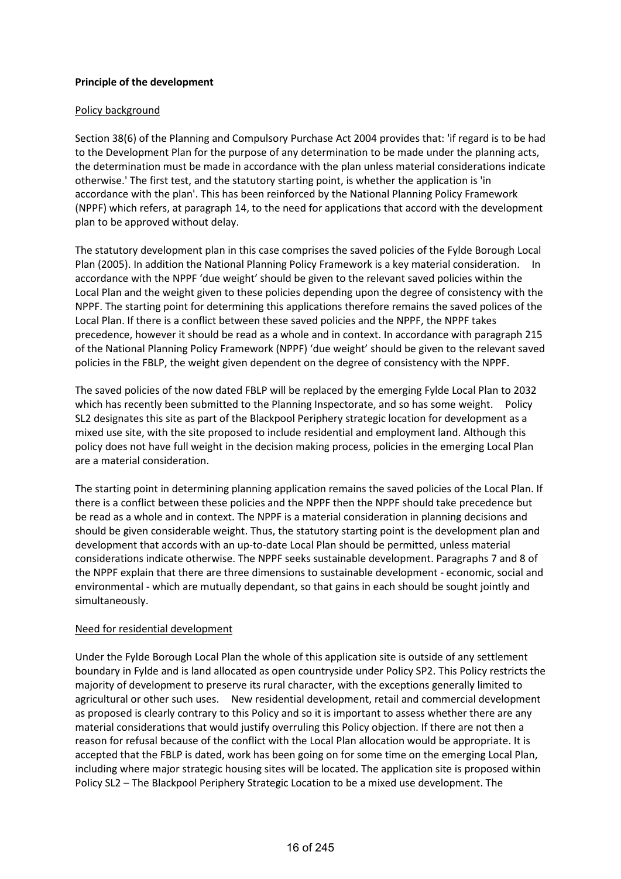**Principle of the development**

Policy background

Section 38(6) of the Planning and Compulsory Purchase Act 2004 provides that: 'if regard is to be had to the Development Plan for the purpose of any determination to be made under the planning acts, the determination must be made in accordance with the plan unless material considerations indicate otherwise.' The first test, and the statutory starting point, is whether the application is 'in accordance with the plan'. This has been reinforced by the National Planning Policy Framework (NPPF) which refers, at paragraph 14, to the need for applications that accord with the development plan to be approved without delay.

The statutory development plan in this case comprises the saved policies of the Fylde Borough Local Plan (2005). In addition the National Planning Policy Framework is a key material consideration. In accordance with the NPPF 'due weight' should be given to the relevant saved policies within the Local Plan and the weight given to these policies depending upon the degree of consistency with the NPPF. The starting point for determining this applications therefore remains the saved polices of the Local Plan. If there is a conflict between these saved policies and the NPPF, the NPPF takes precedence, however it should be read as a whole and in context. In accordance with paragraph 215 of the National Planning Policy Framework (NPPF) 'due weight' should be given to the relevant saved policies in the FBLP, the weight given dependent on the degree of consistency with the NPPF.

The saved policies of the now dated FBLP will be replaced by the emerging Fylde Local Plan to 2032 which has recently been submitted to the Planning Inspectorate, and so has some weight. Policy SL2 designates this site as part of the Blackpool Periphery strategic location for development as a mixed use site, with the site proposed to include residential and employment land. Although this policy does not have full weight in the decision making process, policies in the emerging Local Plan are a material consideration.

The starting point in determining planning application remains the saved policies of the Local Plan. If there is a conflict between these policies and the NPPF then the NPPF should take precedence but be read as a whole and in context. The NPPF is a material consideration in planning decisions and should be given considerable weight. Thus, the statutory starting point is the development plan and development that accords with an up-to-date Local Plan should be permitted, unless material considerations indicate otherwise. The NPPF seeks sustainable development. Paragraphs 7 and 8 of the NPPF explain that there are three dimensions to sustainable development - economic, social and environmental - which are mutually dependant, so that gains in each should be sought jointly and simultaneously.

Need for residential development

Under the Fylde Borough Local Plan the whole of this application site is outside of any settlement boundary in Fylde and is land allocated as open countryside under Policy SP2. This Policy restricts the majority of development to preserve its rural character, with the exceptions generally limited to agricultural or other such uses. New residential development, retail and commercial development as proposed is clearly contrary to this Policy and so it is important to assess whether there are any material considerations that would justify overruling this Policy objection. If there are not then a reason for refusal because of the conflict with the Local Plan allocation would be appropriate. It is accepted that the FBLP is dated, work has been going on for some time on the emerging Local Plan, including where major strategic housing sites will be located. The application site is proposed within Policy SL2 – The Blackpool Periphery Strategic Location to be a mixed use development. The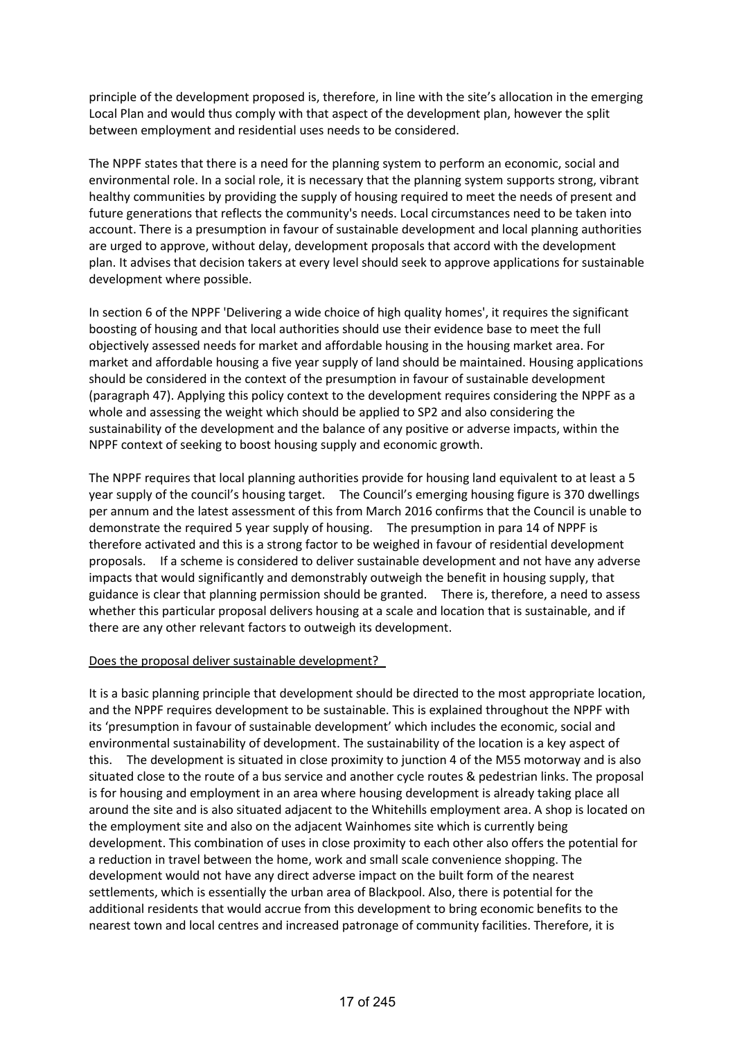principle of the development proposed is, therefore, in line with the site's allocation in the emerging Local Plan and would thus comply with that aspect of the development plan, however the split between employment and residential uses needs to be considered.

The NPPF states that there is a need for the planning system to perform an economic, social and environmental role. In a social role, it is necessary that the planning system supports strong, vibrant healthy communities by providing the supply of housing required to meet the needs of present and future generations that reflects the community's needs. Local circumstances need to be taken into account. There is a presumption in favour of sustainable development and local planning authorities are urged to approve, without delay, development proposals that accord with the development plan. It advises that decision takers at every level should seek to approve applications for sustainable development where possible.

In section 6 of the NPPF 'Delivering a wide choice of high quality homes', it requires the significant boosting of housing and that local authorities should use their evidence base to meet the full objectively assessed needs for market and affordable housing in the housing market area. For market and affordable housing a five year supply of land should be maintained. Housing applications should be considered in the context of the presumption in favour of sustainable development (paragraph 47). Applying this policy context to the development requires considering the NPPF as a whole and assessing the weight which should be applied to SP2 and also considering the sustainability of the development and the balance of any positive or adverse impacts, within the NPPF context of seeking to boost housing supply and economic growth.

The NPPF requires that local planning authorities provide for housing land equivalent to at least a 5 year supply of the council's housing target. The Council's emerging housing figure is 370 dwellings per annum and the latest assessment of this from March 2016 confirms that the Council is unable to demonstrate the required 5 year supply of housing. The presumption in para 14 of NPPF is therefore activated and this is a strong factor to be weighed in favour of residential development proposals. If a scheme is considered to deliver sustainable development and not have any adverse impacts that would significantly and demonstrably outweigh the benefit in housing supply, that guidance is clear that planning permission should be granted. There is, therefore, a need to assess whether this particular proposal delivers housing at a scale and location that is sustainable, and if there are any other relevant factors to outweigh its development.

Does the proposal deliver sustainable development?

It is a basic planning principle that development should be directed to the most appropriate location, and the NPPF requires development to be sustainable. This is explained throughout the NPPF with its 'presumption in favour of sustainable development' which includes the economic, social and environmental sustainability of development. The sustainability of the location is a key aspect of this. The development is situated in close proximity to junction 4 of the M55 motorway and is also situated close to the route of a bus service and another cycle routes & pedestrian links. The proposal is for housing and employment in an area where housing development is already taking place all around the site and is also situated adjacent to the Whitehills employment area. A shop is located on the employment site and also on the adjacent Wainhomes site which is currently being development. This combination of uses in close proximity to each other also offers the potential for a reduction in travel between the home, work and small scale convenience shopping. The development would not have any direct adverse impact on the built form of the nearest settlements, which is essentially the urban area of Blackpool. Also, there is potential for the additional residents that would accrue from this development to bring economic benefits to the nearest town and local centres and increased patronage of community facilities. Therefore, it is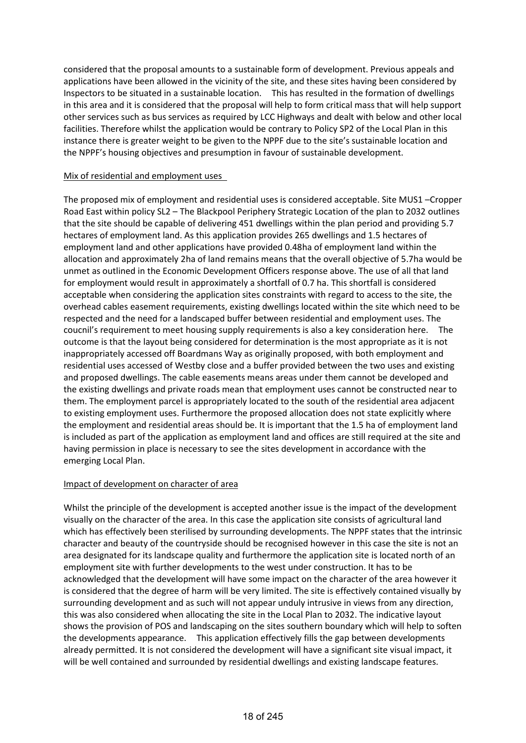considered that the proposal amounts to a sustainable form of development. Previous appeals and applications have been allowed in the vicinity of the site, and these sites having been considered by Inspectors to be situated in a sustainable location. This has resulted in the formation of dwellings in this area and it is considered that the proposal will help to form critical mass that will help support other services such as bus services as required by LCC Highways and dealt with below and other local facilities. Therefore whilst the application would be contrary to Policy SP2 of the Local Plan in this instance there is greater weight to be given to the NPPF due to the site's sustainable location and the NPPF's housing objectives and presumption in favour of sustainable development.

Mix of residential and employment uses

The proposed mix of employment and residential uses is considered acceptable. Site MUS1 –Cropper Road East within policy SL2 – The Blackpool Periphery Strategic Location of the plan to 2032 outlines that the site should be capable of delivering 451 dwellings within the plan period and providing 5.7 hectares of employment land. As this application provides 265 dwellings and 1.5 hectares of employment land and other applications have provided 0.48ha of employment land within the allocation and approximately 2ha of land remains means that the overall objective of 5.7ha would be unmet as outlined in the Economic Development Officers response above. The use of all that land for employment would result in approximately a shortfall of 0.7 ha. This shortfall is considered acceptable when considering the application sites constraints with regard to access to the site, the overhead cables easement requirements, existing dwellings located within the site which need to be respected and the need for a landscaped buffer between residential and employment uses. The coucnil's requirement to meet housing supply requirements is also a key consideration here. The outcome is that the layout being considered for determination is the most appropriate as it is not inappropriately accessed off Boardmans Way as originally proposed, with both employment and residential uses accessed of Westby close and a buffer provided between the two uses and existing and proposed dwellings. The cable easements means areas under them cannot be developed and the existing dwellings and private roads mean that employment uses cannot be constructed near to them. The employment parcel is appropriately located to the south of the residential area adjacent to existing employment uses. Furthermore the proposed allocation does not state explicitly where the employment and residential areas should be. It is important that the 1.5 ha of employment land is included as part of the application as employment land and offices are still required at the site and having permission in place is necessary to see the sites development in accordance with the emerging Local Plan.

Impact of development on character of area

Whilst the principle of the development is accepted another issue is the impact of the development visually on the character of the area. In this case the application site consists of agricultural land which has effectively been sterilised by surrounding developments. The NPPF states that the intrinsic character and beauty of the countryside should be recognised however in this case the site is not an area designated for its landscape quality and furthermore the application site is located north of an employment site with further developments to the west under construction. It has to be acknowledged that the development will have some impact on the character of the area however it is considered that the degree of harm will be very limited. The site is effectively contained visually by surrounding development and as such will not appear unduly intrusive in views from any direction, this was also considered when allocating the site in the Local Plan to 2032. The indicative layout shows the provision of POS and landscaping on the sites southern boundary which will help to soften the developments appearance. This application effectively fills the gap between developments already permitted. It is not considered the development will have a significant site visual impact, it will be well contained and surrounded by residential dwellings and existing landscape features.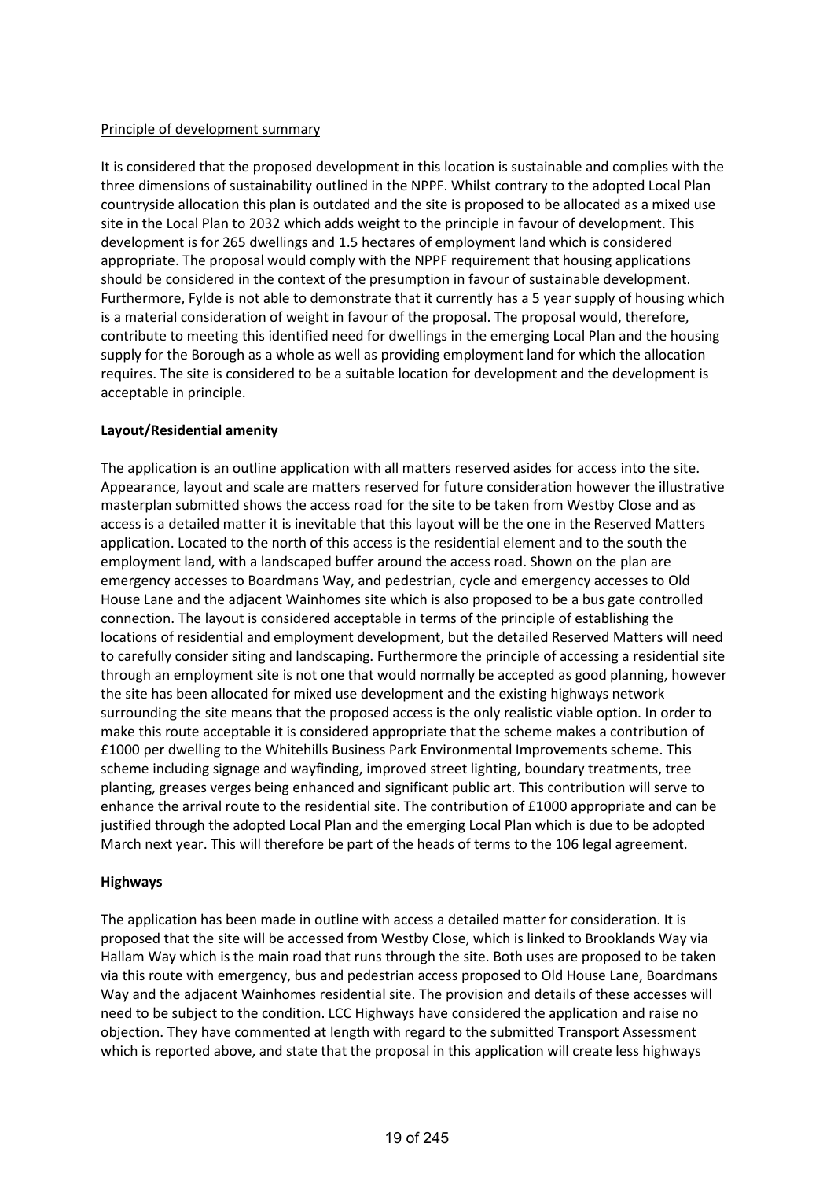Principle of development summary

It is considered that the proposed development in this location is sustainable and complies with the three dimensions of sustainability outlined in the NPPF. Whilst contrary to the adopted Local Plan countryside allocation this plan is outdated and the site is proposed to be allocated as a mixed use site in the Local Plan to 2032 which adds weight to the principle in favour of development. This development is for 265 dwellings and 1.5 hectares of employment land which is considered appropriate. The proposal would comply with the NPPF requirement that housing applications should be considered in the context of the presumption in favour of sustainable development. Furthermore, Fylde is not able to demonstrate that it currently has a 5 year supply of housing which is a material consideration of weight in favour of the proposal. The proposal would, therefore, contribute to meeting this identified need for dwellings in the emerging Local Plan and the housing supply for the Borough as a whole as well as providing employment land for which the allocation requires. The site is considered to be a suitable location for development and the development is acceptable in principle.

**Layout/Residential amenity**

The application is an outline application with all matters reserved asides for access into the site. Appearance, layout and scale are matters reserved for future consideration however the illustrative masterplan submitted shows the access road for the site to be taken from Westby Close and as access is a detailed matter it is inevitable that this layout will be the one in the Reserved Matters application. Located to the north of this access is the residential element and to the south the employment land, with a landscaped buffer around the access road. Shown on the plan are emergency accesses to Boardmans Way, and pedestrian, cycle and emergency accesses to Old House Lane and the adjacent Wainhomes site which is also proposed to be a bus gate controlled connection. The layout is considered acceptable in terms of the principle of establishing the locations of residential and employment development, but the detailed Reserved Matters will need to carefully consider siting and landscaping. Furthermore the principle of accessing a residential site through an employment site is not one that would normally be accepted as good planning, however the site has been allocated for mixed use development and the existing highways network surrounding the site means that the proposed access is the only realistic viable option. In order to make this route acceptable it is considered appropriate that the scheme makes a contribution of £1000 per dwelling to the Whitehills Business Park Environmental Improvements scheme. This scheme including signage and wayfinding, improved street lighting, boundary treatments, tree planting, greases verges being enhanced and significant public art. This contribution will serve to enhance the arrival route to the residential site. The contribution of £1000 appropriate and can be justified through the adopted Local Plan and the emerging Local Plan which is due to be adopted March next year. This will therefore be part of the heads of terms to the 106 legal agreement.

**Highways**

The application has been made in outline with access a detailed matter for consideration. It is proposed that the site will be accessed from Westby Close, which is linked to Brooklands Way via Hallam Way which is the main road that runs through the site. Both uses are proposed to be taken via this route with emergency, bus and pedestrian access proposed to Old House Lane, Boardmans Way and the adjacent Wainhomes residential site. The provision and details of these accesses will need to be subject to the condition. LCC Highways have considered the application and raise no objection. They have commented at length with regard to the submitted Transport Assessment which is reported above, and state that the proposal in this application will create less highways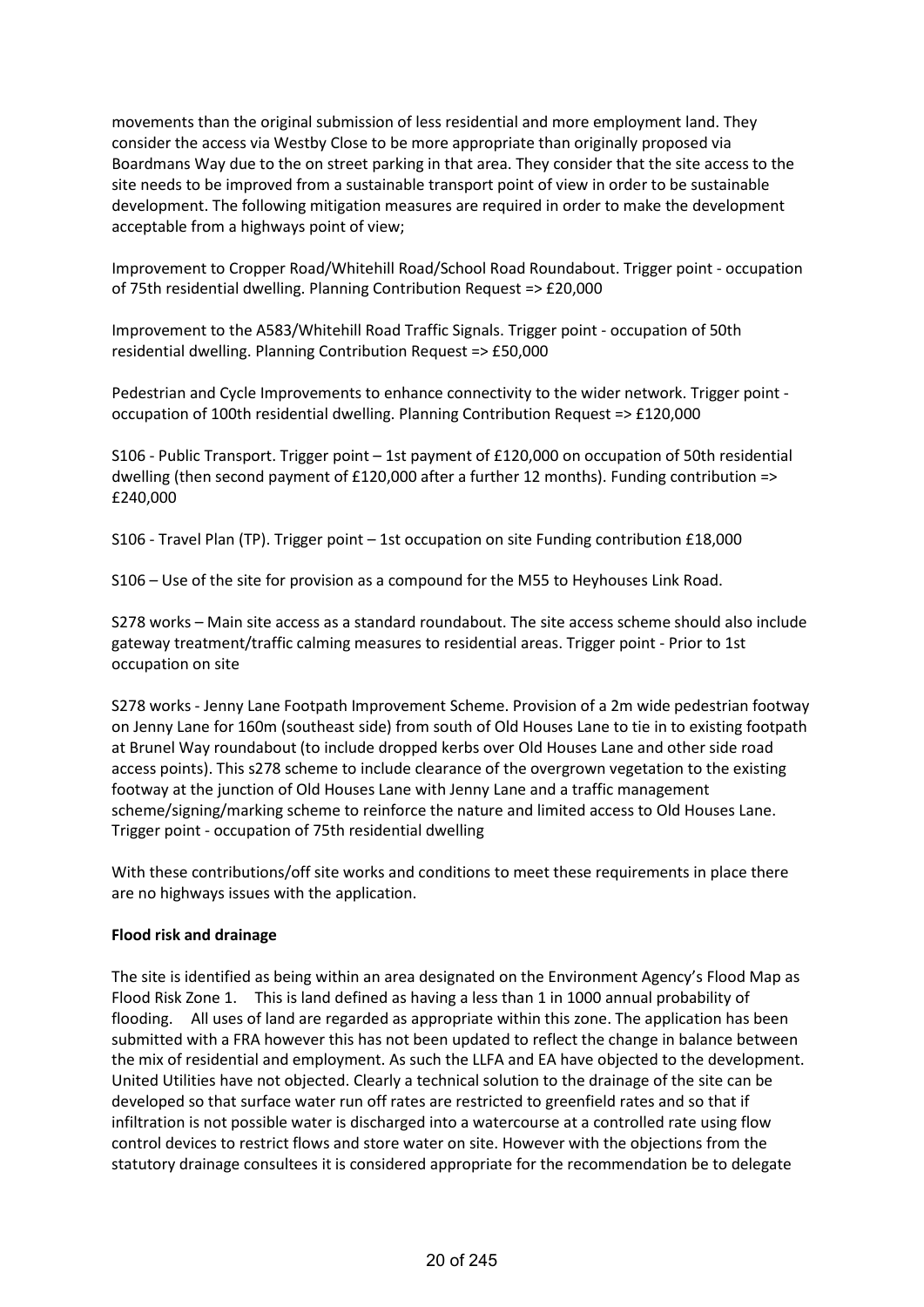movements than the original submission of less residential and more employment land. They consider the access via Westby Close to be more appropriate than originally proposed via Boardmans Way due to the on street parking in that area. They consider that the site access to the site needs to be improved from a sustainable transport point of view in order to be sustainable development. The following mitigation measures are required in order to make the development acceptable from a highways point of view;

Improvement to Cropper Road/Whitehill Road/School Road Roundabout. Trigger point - occupation of 75th residential dwelling. Planning Contribution Request => £20,000

Improvement to the A583/Whitehill Road Traffic Signals. Trigger point - occupation of 50th residential dwelling. Planning Contribution Request => £50,000

Pedestrian and Cycle Improvements to enhance connectivity to the wider network. Trigger point - occupation of 100th residential dwelling. Planning Contribution Request => £120,000

S106 - Public Transport. Trigger point – 1st payment of £120,000 on occupation of 50th residential dwelling (then second payment of £120,000 after a further 12 months). Funding contribution => £240,000

S106 - Travel Plan (TP). Trigger point – 1st occupation on site Funding contribution £18,000

S106 – Use of the site for provision as a compound for the M55 to Heyhouses Link Road.

S278 works – Main site access as a standard roundabout. The site access scheme should also include gateway treatment/traffic calming measures to residential areas. Trigger point - Prior to 1st occupation on site

S278 works - Jenny Lane Footpath Improvement Scheme. Provision of a 2m wide pedestrian footway on Jenny Lane for 160m (southeast side) from south of Old Houses Lane to tie in to existing footpath at Brunel Way roundabout (to include dropped kerbs over Old Houses Lane and other side road access points). This s278 scheme to include clearance of the overgrown vegetation to the existing footway at the junction of Old Houses Lane with Jenny Lane and a traffic management scheme/signing/marking scheme to reinforce the nature and limited access to Old Houses Lane. Trigger point - occupation of 75th residential dwelling

With these contributions/off site works and conditions to meet these requirements in place there are no highways issues with the application.

**Flood risk and drainage**

The site is identified as being within an area designated on the Environment Agency's Flood Map as Flood Risk Zone 1. This is land defined as having a less than 1 in 1000 annual probability of flooding. All uses of land are regarded as appropriate within this zone. The application has been submitted with a FRA however this has not been updated to reflect the change in balance between the mix of residential and employment. As such the LLFA and EA have objected to the development. United Utilities have not objected. Clearly a technical solution to the drainage of the site can be developed so that surface water run off rates are restricted to greenfield rates and so that if infiltration is not possible water is discharged into a watercourse at a controlled rate using flow control devices to restrict flows and store water on site. However with the objections from the statutory drainage consultees it is considered appropriate for the recommendation be to delegate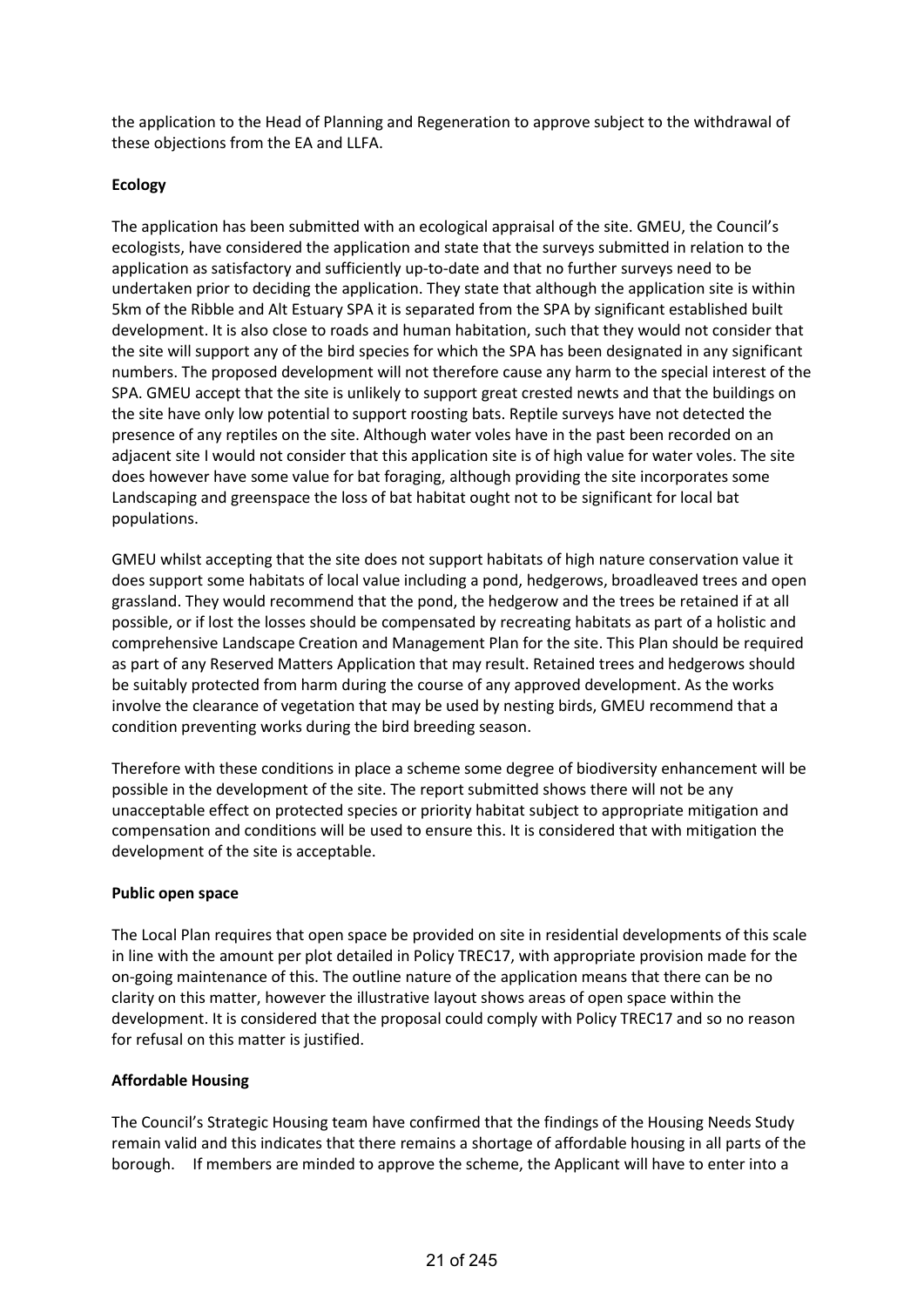the application to the Head of Planning and Regeneration to approve subject to the withdrawal of these objections from the EA and LLFA.

**Ecology**

The application has been submitted with an ecological appraisal of the site. GMEU, the Council's ecologists, have considered the application and state that the surveys submitted in relation to the application as satisfactory and sufficiently up-to-date and that no further surveys need to be undertaken prior to deciding the application. They state that although the application site is within 5km of the Ribble and Alt Estuary SPA it is separated from the SPA by significant established built development. It is also close to roads and human habitation, such that they would not consider that the site will support any of the bird species for which the SPA has been designated in any significant numbers. The proposed development will not therefore cause any harm to the special interest of the SPA. GMEU accept that the site is unlikely to support great crested newts and that the buildings on the site have only low potential to support roosting bats. Reptile surveys have not detected the presence of any reptiles on the site. Although water voles have in the past been recorded on an adjacent site I would not consider that this application site is of high value for water voles. The site does however have some value for bat foraging, although providing the site incorporates some Landscaping and greenspace the loss of bat habitat ought not to be significant for local bat populations.

GMEU whilst accepting that the site does not support habitats of high nature conservation value it does support some habitats of local value including a pond, hedgerows, broadleaved trees and open grassland. They would recommend that the pond, the hedgerow and the trees be retained if at all possible, or if lost the losses should be compensated by recreating habitats as part of a holistic and comprehensive Landscape Creation and Management Plan for the site. This Plan should be required as part of any Reserved Matters Application that may result. Retained trees and hedgerows should be suitably protected from harm during the course of any approved development. As the works involve the clearance of vegetation that may be used by nesting birds, GMEU recommend that a condition preventing works during the bird breeding season.

Therefore with these conditions in place a scheme some degree of biodiversity enhancement will be possible in the development of the site. The report submitted shows there will not be any unacceptable effect on protected species or priority habitat subject to appropriate mitigation and compensation and conditions will be used to ensure this. It is considered that with mitigation the development of the site is acceptable.

**Public open space**

The Local Plan requires that open space be provided on site in residential developments of this scale in line with the amount per plot detailed in Policy TREC17, with appropriate provision made for the on-going maintenance of this. The outline nature of the application means that there can be no clarity on this matter, however the illustrative layout shows areas of open space within the development. It is considered that the proposal could comply with Policy TREC17 and so no reason for refusal on this matter is justified.

**Affordable Housing**

The Council's Strategic Housing team have confirmed that the findings of the Housing Needs Study remain valid and this indicates that there remains a shortage of affordable housing in all parts of the borough. If members are minded to approve the scheme, the Applicant will have to enter into a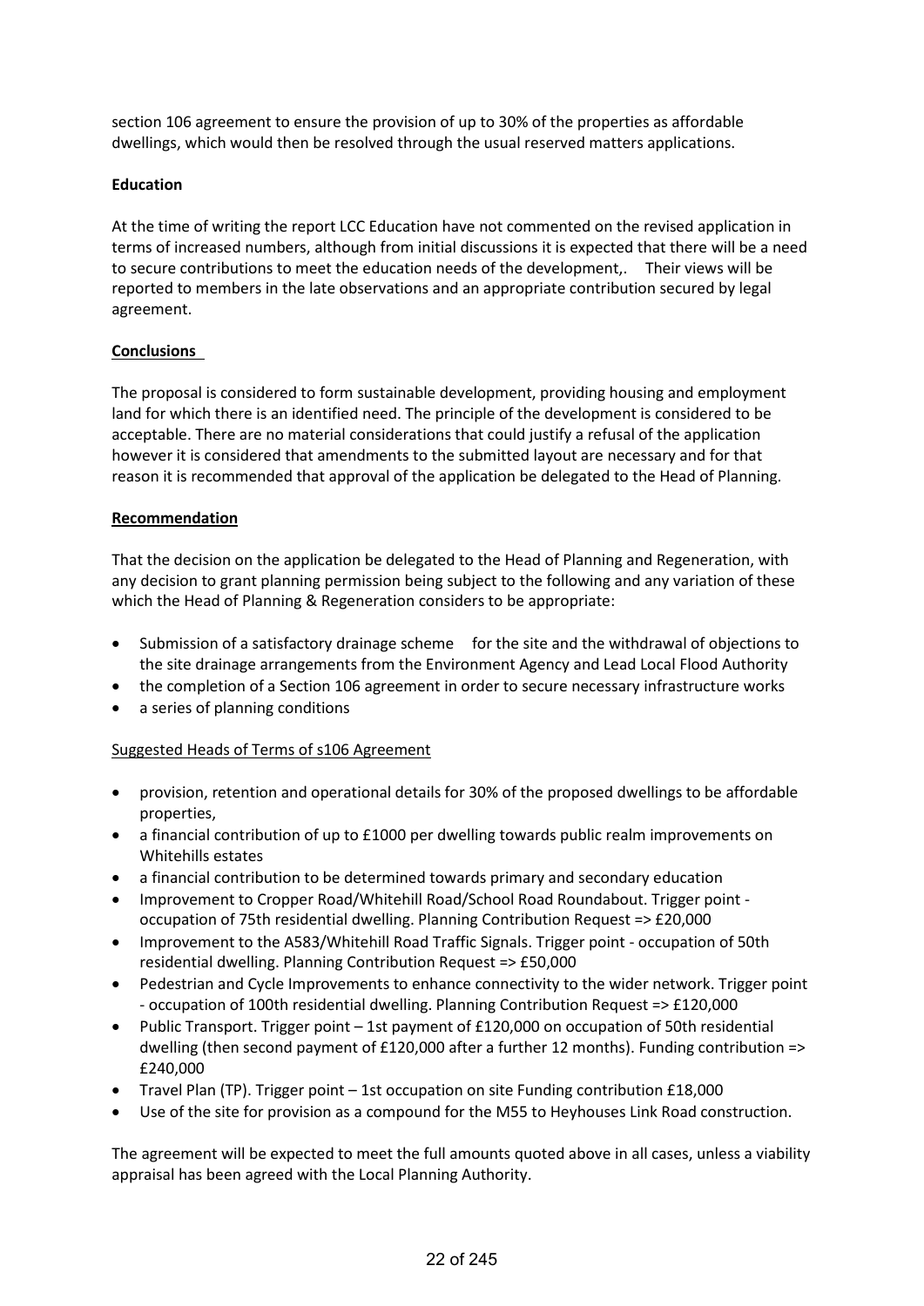section 106 agreement to ensure the provision of up to 30% of the properties as affordable dwellings, which would then be resolved through the usual reserved matters applications.

**Education**

At the time of writing the report LCC Education have not commented on the revised application in terms of increased numbers, although from initial discussions it is expected that there will be a need to secure contributions to meet the education needs of the development,. Their views will be reported to members in the late observations and an appropriate contribution secured by legal agreement.

**Conclusions**

The proposal is considered to form sustainable development, providing housing and employment land for which there is an identified need. The principle of the development is considered to be acceptable. There are no material considerations that could justify a refusal of the application however it is considered that amendments to the submitted layout are necessary and for that reason it is recommended that approval of the application be delegated to the Head of Planning.

**Recommendation**

That the decision on the application be delegated to the Head of Planning and Regeneration, with any decision to grant planning permission being subject to the following and any variation of these which the Head of Planning & Regeneration considers to be appropriate:

- Submission of a satisfactory drainage scheme for the site and the withdrawal of objections to the site drainage arrangements from the Environment Agency and Lead Local Flood Authority
- the completion of a Section 106 agreement in order to secure necessary infrastructure works
- a series of planning conditions

Suggested Heads of Terms of s106 Agreement

- provision, retention and operational details for 30% of the proposed dwellings to be affordable properties,
- a financial contribution of up to £1000 per dwelling towards public realm improvements on Whitehills estates
- a financial contribution to be determined towards primary and secondary education
- Improvement to Cropper Road/Whitehill Road/School Road Roundabout. Trigger point - occupation of 75th residential dwelling. Planning Contribution Request => £20,000
- Improvement to the A583/Whitehill Road Traffic Signals. Trigger point - occupation of 50th residential dwelling. Planning Contribution Request => £50,000
- Pedestrian and Cycle Improvements to enhance connectivity to the wider network. Trigger point - occupation of 100th residential dwelling. Planning Contribution Request => £120,000
- Public Transport. Trigger point – 1st payment of £120,000 on occupation of 50th residential dwelling (then second payment of £120,000 after a further 12 months). Funding contribution => £240,000
- Travel Plan (TP). Trigger point – 1st occupation on site Funding contribution £18,000
- Use of the site for provision as a compound for the M55 to Heyhouses Link Road construction.

The agreement will be expected to meet the full amounts quoted above in all cases, unless a viability appraisal has been agreed with the Local Planning Authority.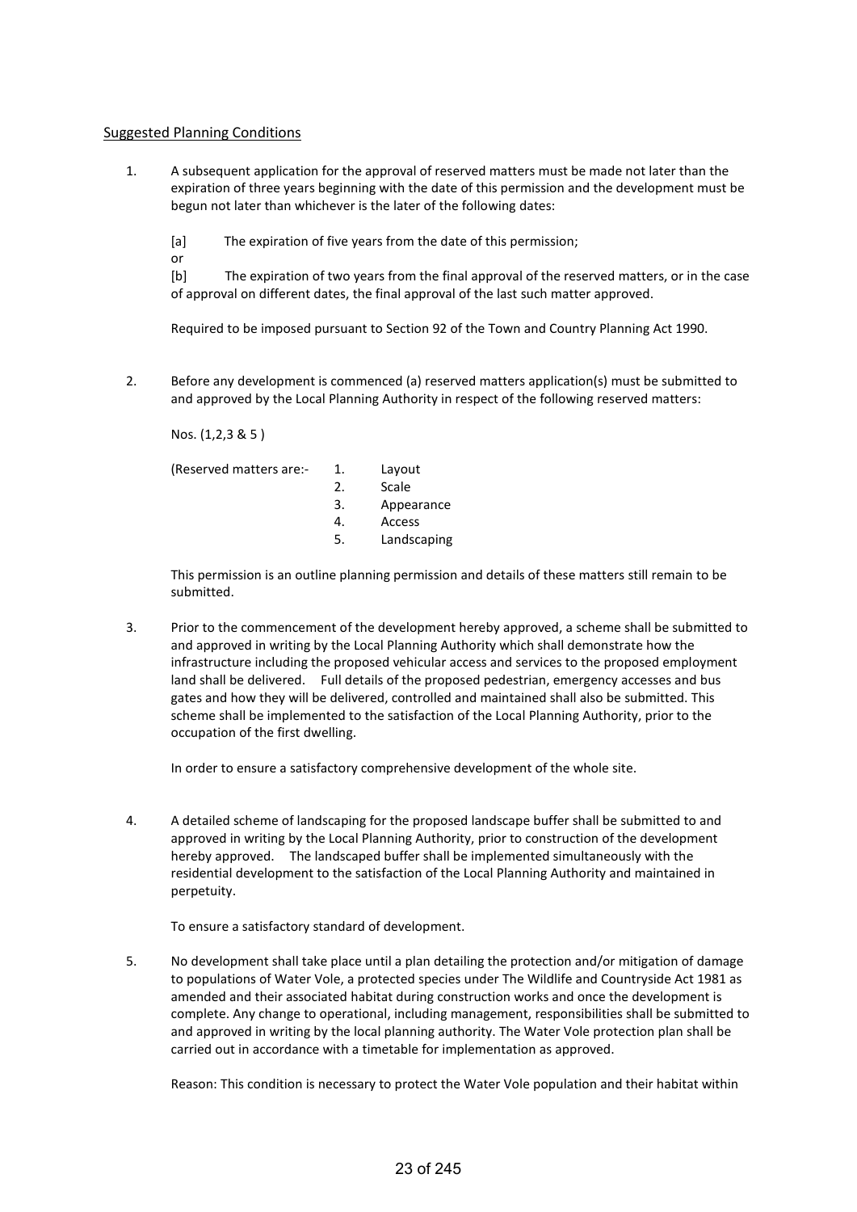Suggested Planning Conditions

1. A subsequent application for the approval of reserved matters must be made not later than the expiration of three years beginning with the date of this permission and the development must be begun not later than whichever is the later of the following dates:

   [a] The expiration of five years from the date of this permission;

   or

   [b] The expiration of two years from the final approval of the reserved matters, or in the case of approval on different dates, the final approval of the last such matter approved.

   Required to be imposed pursuant to Section 92 of the Town and Country Planning Act 1990.

2. Before any development is commenced (a) reserved matters application(s) must be submitted to and approved by the Local Planning Authority in respect of the following reserved matters:

   Nos. (1,2,3 & 5 )

   (Reserved matters are:-
   1. Layout
   2. Scale
   3. Appearance
   4. Access
   5. Landscaping

   This permission is an outline planning permission and details of these matters still remain to be submitted.

3. Prior to the commencement of the development hereby approved, a scheme shall be submitted to and approved in writing by the Local Planning Authority which shall demonstrate how the infrastructure including the proposed vehicular access and services to the proposed employment land shall be delivered. Full details of the proposed pedestrian, emergency accesses and bus gates and how they will be delivered, controlled and maintained shall also be submitted. This scheme shall be implemented to the satisfaction of the Local Planning Authority, prior to the occupation of the first dwelling.

   In order to ensure a satisfactory comprehensive development of the whole site.

4. A detailed scheme of landscaping for the proposed landscape buffer shall be submitted to and approved in writing by the Local Planning Authority, prior to construction of the development hereby approved. The landscaped buffer shall be implemented simultaneously with the residential development to the satisfaction of the Local Planning Authority and maintained in perpetuity.

   To ensure a satisfactory standard of development.

5. No development shall take place until a plan detailing the protection and/or mitigation of damage to populations of Water Vole, a protected species under The Wildlife and Countryside Act 1981 as amended and their associated habitat during construction works and once the development is complete. Any change to operational, including management, responsibilities shall be submitted to and approved in writing by the local planning authority. The Water Vole protection plan shall be carried out in accordance with a timetable for implementation as approved.

   Reason: This condition is necessary to protect the Water Vole population and their habitat within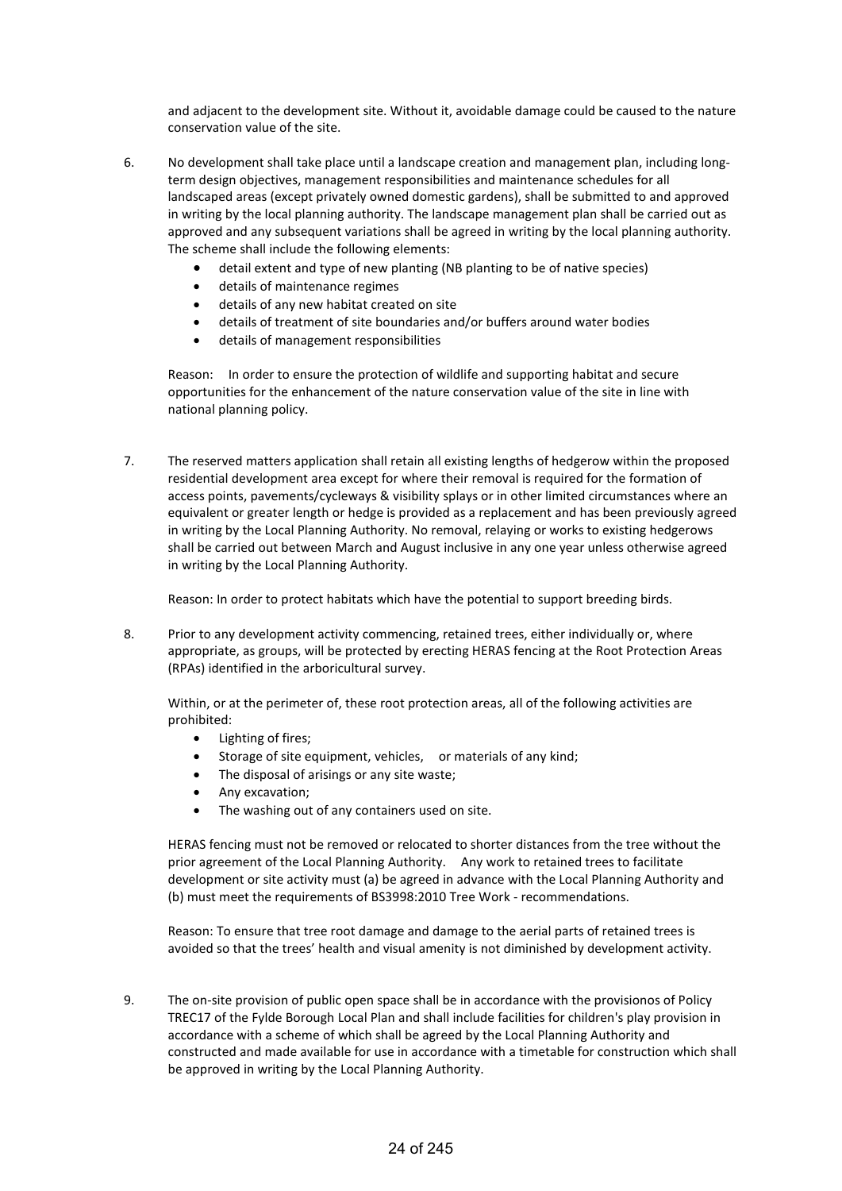and adjacent to the development site. Without it, avoidable damage could be caused to the nature conservation value of the site.

6. No development shall take place until a landscape creation and management plan, including long-term design objectives, management responsibilities and maintenance schedules for all landscaped areas (except privately owned domestic gardens), shall be submitted to and approved in writing by the local planning authority. The landscape management plan shall be carried out as approved and any subsequent variations shall be agreed in writing by the local planning authority. The scheme shall include the following elements:
   - detail extent and type of new planting (NB planting to be of native species)
   - details of maintenance regimes
   - details of any new habitat created on site
   - details of treatment of site boundaries and/or buffers around water bodies
   - details of management responsibilities

   Reason: In order to ensure the protection of wildlife and supporting habitat and secure opportunities for the enhancement of the nature conservation value of the site in line with national planning policy.

7. The reserved matters application shall retain all existing lengths of hedgerow within the proposed residential development area except for where their removal is required for the formation of access points, pavements/cycleways & visibility splays or in other limited circumstances where an equivalent or greater length or hedge is provided as a replacement and has been previously agreed in writing by the Local Planning Authority. No removal, relaying or works to existing hedgerows shall be carried out between March and August inclusive in any one year unless otherwise agreed in writing by the Local Planning Authority.

   Reason: In order to protect habitats which have the potential to support breeding birds.

8. Prior to any development activity commencing, retained trees, either individually or, where appropriate, as groups, will be protected by erecting HERAS fencing at the Root Protection Areas (RPAs) identified in the arboricultural survey.

   Within, or at the perimeter of, these root protection areas, all of the following activities are prohibited:
   - Lighting of fires;
   - Storage of site equipment, vehicles, or materials of any kind;
   - The disposal of arisings or any site waste;
   - Any excavation;
   - The washing out of any containers used on site.

   HERAS fencing must not be removed or relocated to shorter distances from the tree without the prior agreement of the Local Planning Authority. Any work to retained trees to facilitate development or site activity must (a) be agreed in advance with the Local Planning Authority and (b) must meet the requirements of BS3998:2010 Tree Work - recommendations.

   Reason: To ensure that tree root damage and damage to the aerial parts of retained trees is avoided so that the trees' health and visual amenity is not diminished by development activity.

9. The on-site provision of public open space shall be in accordance with the provisionos of Policy TREC17 of the Fylde Borough Local Plan and shall include facilities for children's play provision in accordance with a scheme of which shall be agreed by the Local Planning Authority and constructed and made available for use in accordance with a timetable for construction which shall be approved in writing by the Local Planning Authority.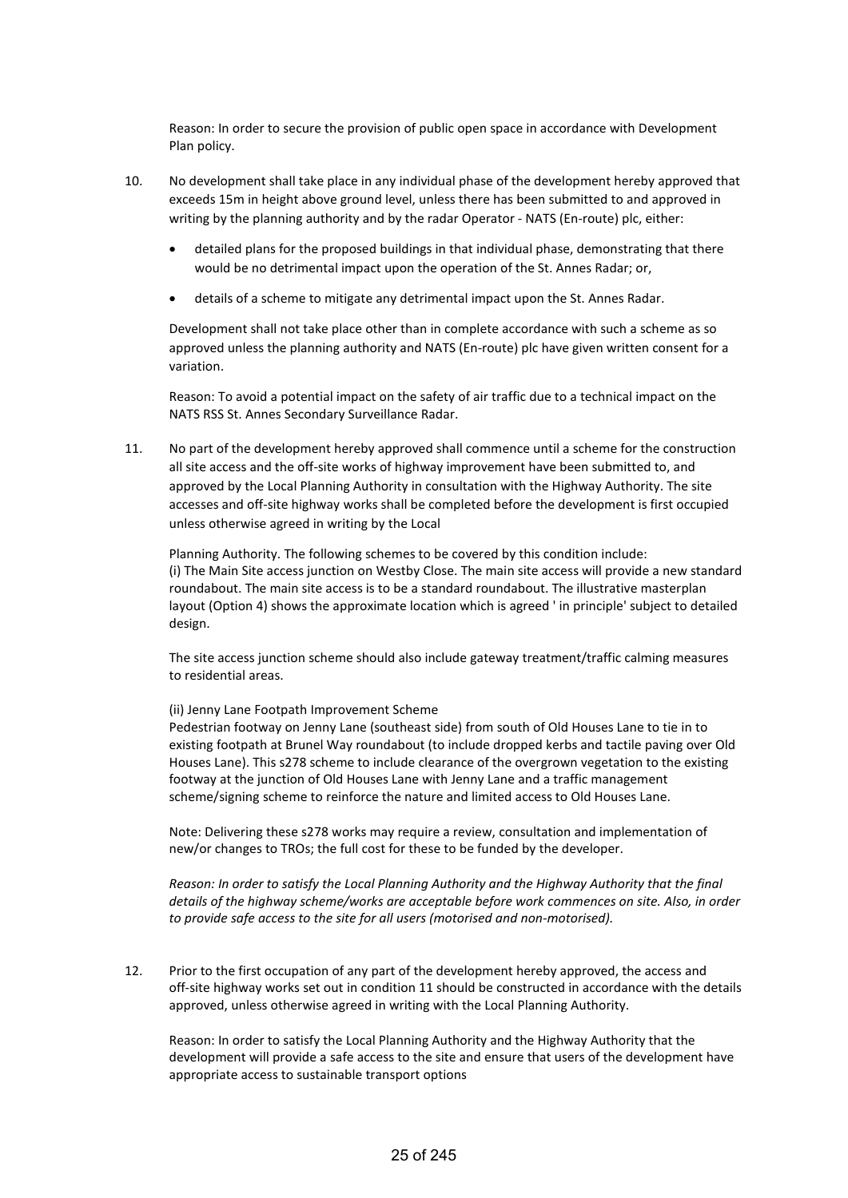Reason: In order to secure the provision of public open space in accordance with Development Plan policy.

10. No development shall take place in any individual phase of the development hereby approved that exceeds 15m in height above ground level, unless there has been submitted to and approved in writing by the planning authority and by the radar Operator - NATS (En-route) plc, either:

    - detailed plans for the proposed buildings in that individual phase, demonstrating that there would be no detrimental impact upon the operation of the St. Annes Radar; or,
    - details of a scheme to mitigate any detrimental impact upon the St. Annes Radar.

    Development shall not take place other than in complete accordance with such a scheme as so approved unless the planning authority and NATS (En-route) plc have given written consent for a variation.

    Reason: To avoid a potential impact on the safety of air traffic due to a technical impact on the NATS RSS St. Annes Secondary Surveillance Radar.

11. No part of the development hereby approved shall commence until a scheme for the construction all site access and the off-site works of highway improvement have been submitted to, and approved by the Local Planning Authority in consultation with the Highway Authority. The site accesses and off-site highway works shall be completed before the development is first occupied unless otherwise agreed in writing by the Local

    Planning Authority. The following schemes to be covered by this condition include:
    (i) The Main Site access junction on Westby Close. The main site access will provide a new standard roundabout. The main site access is to be a standard roundabout. The illustrative masterplan layout (Option 4) shows the approximate location which is agreed ' in principle' subject to detailed design.

    The site access junction scheme should also include gateway treatment/traffic calming measures to residential areas.

    (ii) Jenny Lane Footpath Improvement Scheme
    Pedestrian footway on Jenny Lane (southeast side) from south of Old Houses Lane to tie in to existing footpath at Brunel Way roundabout (to include dropped kerbs and tactile paving over Old Houses Lane). This s278 scheme to include clearance of the overgrown vegetation to the existing footway at the junction of Old Houses Lane with Jenny Lane and a traffic management scheme/signing scheme to reinforce the nature and limited access to Old Houses Lane.

    Note: Delivering these s278 works may require a review, consultation and implementation of new/or changes to TROs; the full cost for these to be funded by the developer.

    *Reason: In order to satisfy the Local Planning Authority and the Highway Authority that the final details of the highway scheme/works are acceptable before work commences on site. Also, in order to provide safe access to the site for all users (motorised and non-motorised).*

12. Prior to the first occupation of any part of the development hereby approved, the access and off-site highway works set out in condition 11 should be constructed in accordance with the details approved, unless otherwise agreed in writing with the Local Planning Authority.

    Reason: In order to satisfy the Local Planning Authority and the Highway Authority that the development will provide a safe access to the site and ensure that users of the development have appropriate access to sustainable transport options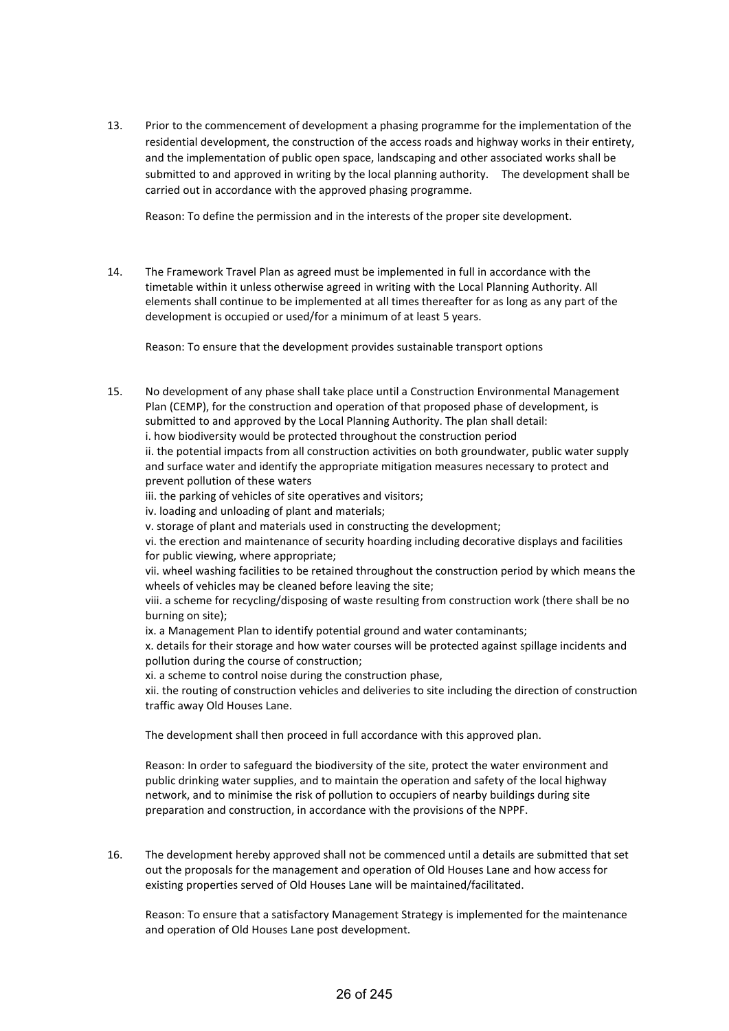13. Prior to the commencement of development a phasing programme for the implementation of the residential development, the construction of the access roads and highway works in their entirety, and the implementation of public open space, landscaping and other associated works shall be submitted to and approved in writing by the local planning authority. The development shall be carried out in accordance with the approved phasing programme.

    Reason: To define the permission and in the interests of the proper site development.

14. The Framework Travel Plan as agreed must be implemented in full in accordance with the timetable within it unless otherwise agreed in writing with the Local Planning Authority. All elements shall continue to be implemented at all times thereafter for as long as any part of the development is occupied or used/for a minimum of at least 5 years.

    Reason: To ensure that the development provides sustainable transport options

15. No development of any phase shall take place until a Construction Environmental Management Plan (CEMP), for the construction and operation of that proposed phase of development, is submitted to and approved by the Local Planning Authority. The plan shall detail:
    i. how biodiversity would be protected throughout the construction period
    ii. the potential impacts from all construction activities on both groundwater, public water supply and surface water and identify the appropriate mitigation measures necessary to protect and prevent pollution of these waters
    iii. the parking of vehicles of site operatives and visitors;
    iv. loading and unloading of plant and materials;
    v. storage of plant and materials used in constructing the development;
    vi. the erection and maintenance of security hoarding including decorative displays and facilities for public viewing, where appropriate;
    vii. wheel washing facilities to be retained throughout the construction period by which means the wheels of vehicles may be cleaned before leaving the site;
    viii. a scheme for recycling/disposing of waste resulting from construction work (there shall be no burning on site);
    ix. a Management Plan to identify potential ground and water contaminants;
    x. details for their storage and how water courses will be protected against spillage incidents and pollution during the course of construction;
    xi. a scheme to control noise during the construction phase,
    xii. the routing of construction vehicles and deliveries to site including the direction of construction traffic away Old Houses Lane.

    The development shall then proceed in full accordance with this approved plan.

    Reason: In order to safeguard the biodiversity of the site, protect the water environment and public drinking water supplies, and to maintain the operation and safety of the local highway network, and to minimise the risk of pollution to occupiers of nearby buildings during site preparation and construction, in accordance with the provisions of the NPPF.

16. The development hereby approved shall not be commenced until a details are submitted that set out the proposals for the management and operation of Old Houses Lane and how access for existing properties served of Old Houses Lane will be maintained/facilitated.

    Reason: To ensure that a satisfactory Management Strategy is implemented for the maintenance and operation of Old Houses Lane post development.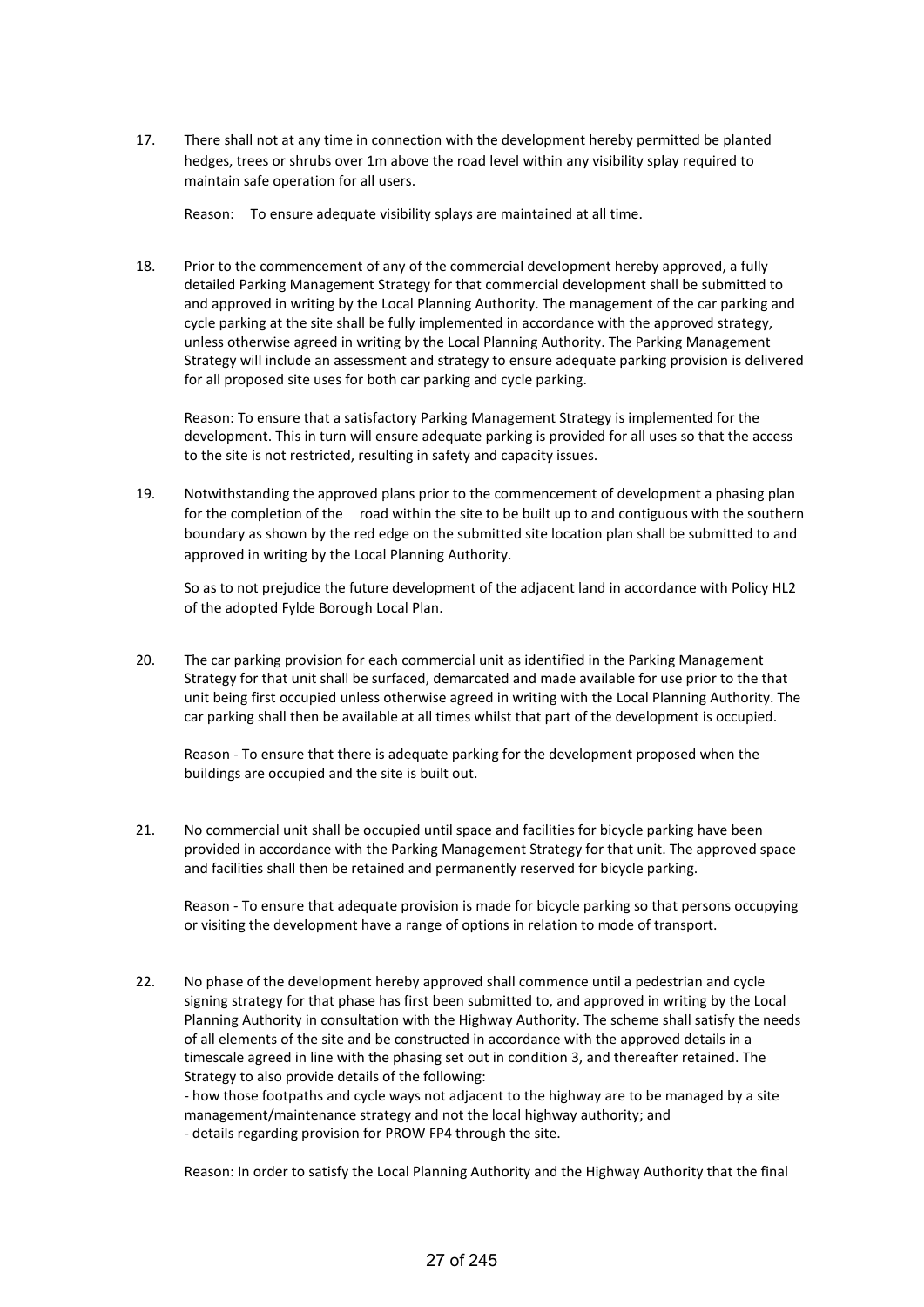17. There shall not at any time in connection with the development hereby permitted be planted hedges, trees or shrubs over 1m above the road level within any visibility splay required to maintain safe operation for all users.

    Reason: To ensure adequate visibility splays are maintained at all time.

18. Prior to the commencement of any of the commercial development hereby approved, a fully detailed Parking Management Strategy for that commercial development shall be submitted to and approved in writing by the Local Planning Authority. The management of the car parking and cycle parking at the site shall be fully implemented in accordance with the approved strategy, unless otherwise agreed in writing by the Local Planning Authority. The Parking Management Strategy will include an assessment and strategy to ensure adequate parking provision is delivered for all proposed site uses for both car parking and cycle parking.

    Reason: To ensure that a satisfactory Parking Management Strategy is implemented for the development. This in turn will ensure adequate parking is provided for all uses so that the access to the site is not restricted, resulting in safety and capacity issues.

19. Notwithstanding the approved plans prior to the commencement of development a phasing plan for the completion of the road within the site to be built up to and contiguous with the southern boundary as shown by the red edge on the submitted site location plan shall be submitted to and approved in writing by the Local Planning Authority.

    So as to not prejudice the future development of the adjacent land in accordance with Policy HL2 of the adopted Fylde Borough Local Plan.

20. The car parking provision for each commercial unit as identified in the Parking Management Strategy for that unit shall be surfaced, demarcated and made available for use prior to the that unit being first occupied unless otherwise agreed in writing with the Local Planning Authority. The car parking shall then be available at all times whilst that part of the development is occupied.

    Reason - To ensure that there is adequate parking for the development proposed when the buildings are occupied and the site is built out.

21. No commercial unit shall be occupied until space and facilities for bicycle parking have been provided in accordance with the Parking Management Strategy for that unit. The approved space and facilities shall then be retained and permanently reserved for bicycle parking.

    Reason - To ensure that adequate provision is made for bicycle parking so that persons occupying or visiting the development have a range of options in relation to mode of transport.

22. No phase of the development hereby approved shall commence until a pedestrian and cycle signing strategy for that phase has first been submitted to, and approved in writing by the Local Planning Authority in consultation with the Highway Authority. The scheme shall satisfy the needs of all elements of the site and be constructed in accordance with the approved details in a timescale agreed in line with the phasing set out in condition 3, and thereafter retained. The Strategy to also provide details of the following:
    - how those footpaths and cycle ways not adjacent to the highway are to be managed by a site management/maintenance strategy and not the local highway authority; and
    - details regarding provision for PROW FP4 through the site.

    Reason: In order to satisfy the Local Planning Authority and the Highway Authority that the final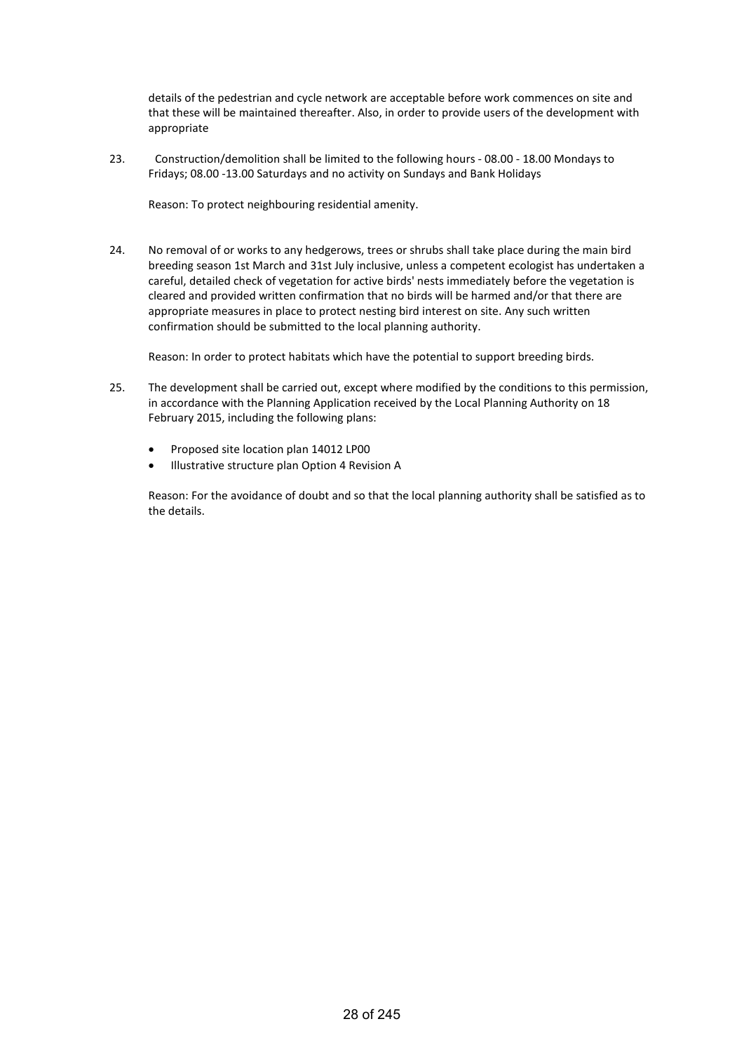details of the pedestrian and cycle network are acceptable before work commences on site and that these will be maintained thereafter. Also, in order to provide users of the development with appropriate

23. Construction/demolition shall be limited to the following hours - 08.00 - 18.00 Mondays to Fridays; 08.00 -13.00 Saturdays and no activity on Sundays and Bank Holidays

    Reason: To protect neighbouring residential amenity.

24. No removal of or works to any hedgerows, trees or shrubs shall take place during the main bird breeding season 1st March and 31st July inclusive, unless a competent ecologist has undertaken a careful, detailed check of vegetation for active birds' nests immediately before the vegetation is cleared and provided written confirmation that no birds will be harmed and/or that there are appropriate measures in place to protect nesting bird interest on site. Any such written confirmation should be submitted to the local planning authority.

    Reason: In order to protect habitats which have the potential to support breeding birds.

25. The development shall be carried out, except where modified by the conditions to this permission, in accordance with the Planning Application received by the Local Planning Authority on 18 February 2015, including the following plans:

    - Proposed site location plan 14012 LP00
    - Illustrative structure plan Option 4 Revision A

    Reason: For the avoidance of doubt and so that the local planning authority shall be satisfied as to the details.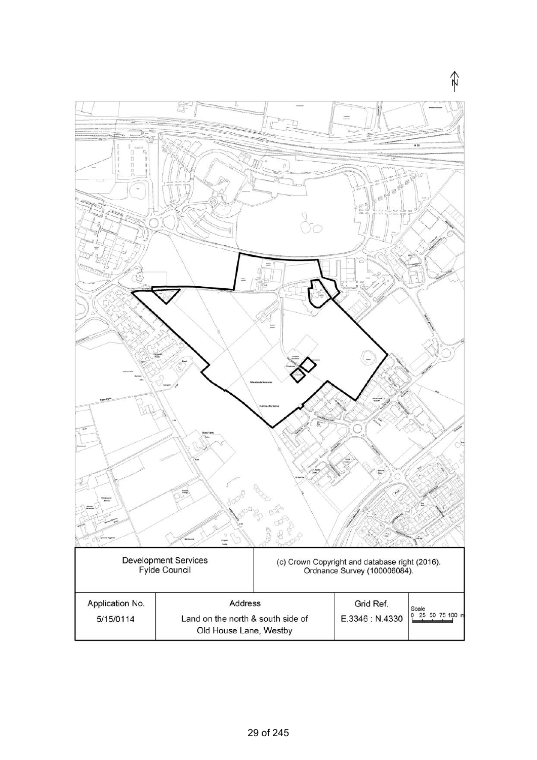| | | | |
|---|---|---|---|
| Development Services<br>Fylde Council | (c) Crown Copyright and database right (2016).<br>Ordnance Survey (100006084). | | |
| Application No. | Address | Grid Ref. | Scale |
| 5/15/0114 | Land on the north & south side of<br>Old House Lane, Westby | E.3346 : N.4330 | 0 25 50 75 100 m |